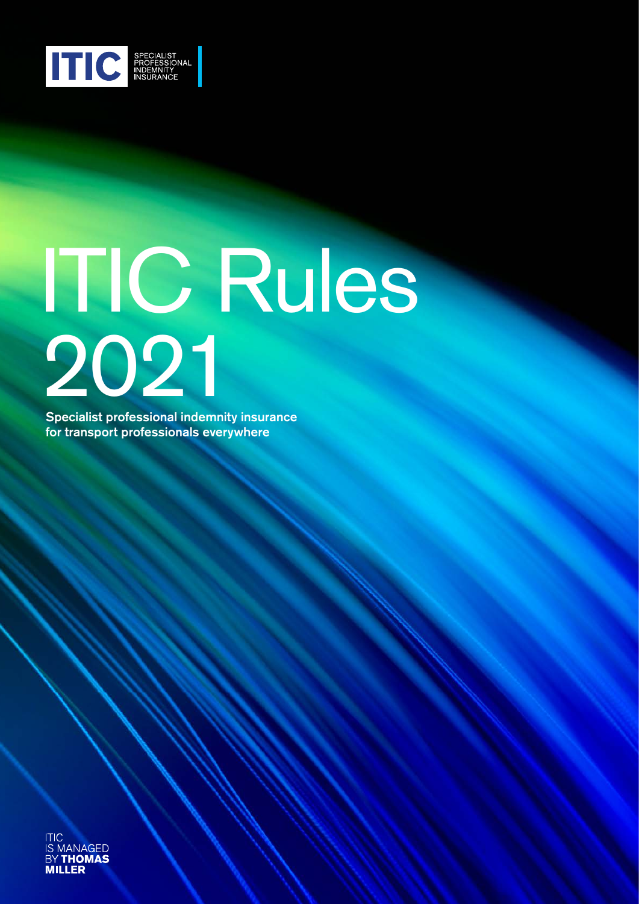ITIC SPECIALIST PROFESSIONAL INDEMNITY INSURANCE

# ITIC Rules 2021

**Specialist professional indemnity insurance for transport professionals everywhere**

ITIC IS MANAGED BY **THOMAS MILLER**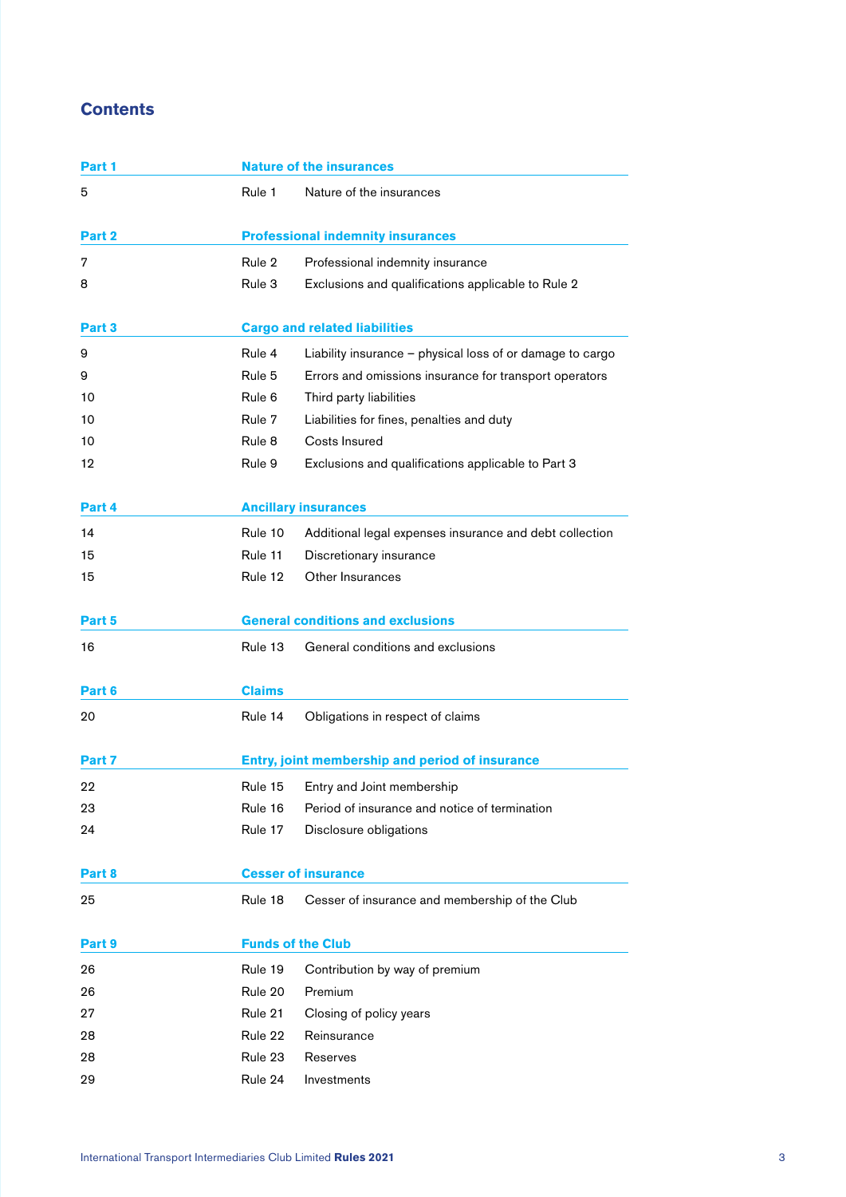# Contents

| Part 1 | Nature of the insurances | |
|---|---|---|
| 5 | Rule 1 | Nature of the insurances |

| Part 2 | Professional indemnity insurances | |
|---|---|---|
| 7 | Rule 2 | Professional indemnity insurance |
| 8 | Rule 3 | Exclusions and qualifications applicable to Rule 2 |

| Part 3 | Cargo and related liabilities | |
|---|---|---|
| 9 | Rule 4 | Liability insurance – physical loss of or damage to cargo |
| 9 | Rule 5 | Errors and omissions insurance for transport operators |
| 10 | Rule 6 | Third party liabilities |
| 10 | Rule 7 | Liabilities for fines, penalties and duty |
| 10 | Rule 8 | Costs Insured |
| 12 | Rule 9 | Exclusions and qualifications applicable to Part 3 |

| Part 4 | Ancillary insurances | |
|---|---|---|
| 14 | Rule 10 | Additional legal expenses insurance and debt collection |
| 15 | Rule 11 | Discretionary insurance |
| 15 | Rule 12 | Other Insurances |

| Part 5 | General conditions and exclusions | |
|---|---|---|
| 16 | Rule 13 | General conditions and exclusions |

| Part 6 | Claims | |
|---|---|---|
| 20 | Rule 14 | Obligations in respect of claims |

| Part 7 | Entry, joint membership and period of insurance | |
|---|---|---|
| 22 | Rule 15 | Entry and Joint membership |
| 23 | Rule 16 | Period of insurance and notice of termination |
| 24 | Rule 17 | Disclosure obligations |

| Part 8 | Cesser of insurance | |
|---|---|---|
| 25 | Rule 18 | Cesser of insurance and membership of the Club |

| Part 9 | Funds of the Club | |
|---|---|---|
| 26 | Rule 19 | Contribution by way of premium |
| 26 | Rule 20 | Premium |
| 27 | Rule 21 | Closing of policy years |
| 28 | Rule 22 | Reinsurance |
| 28 | Rule 23 | Reserves |
| 29 | Rule 24 | Investments |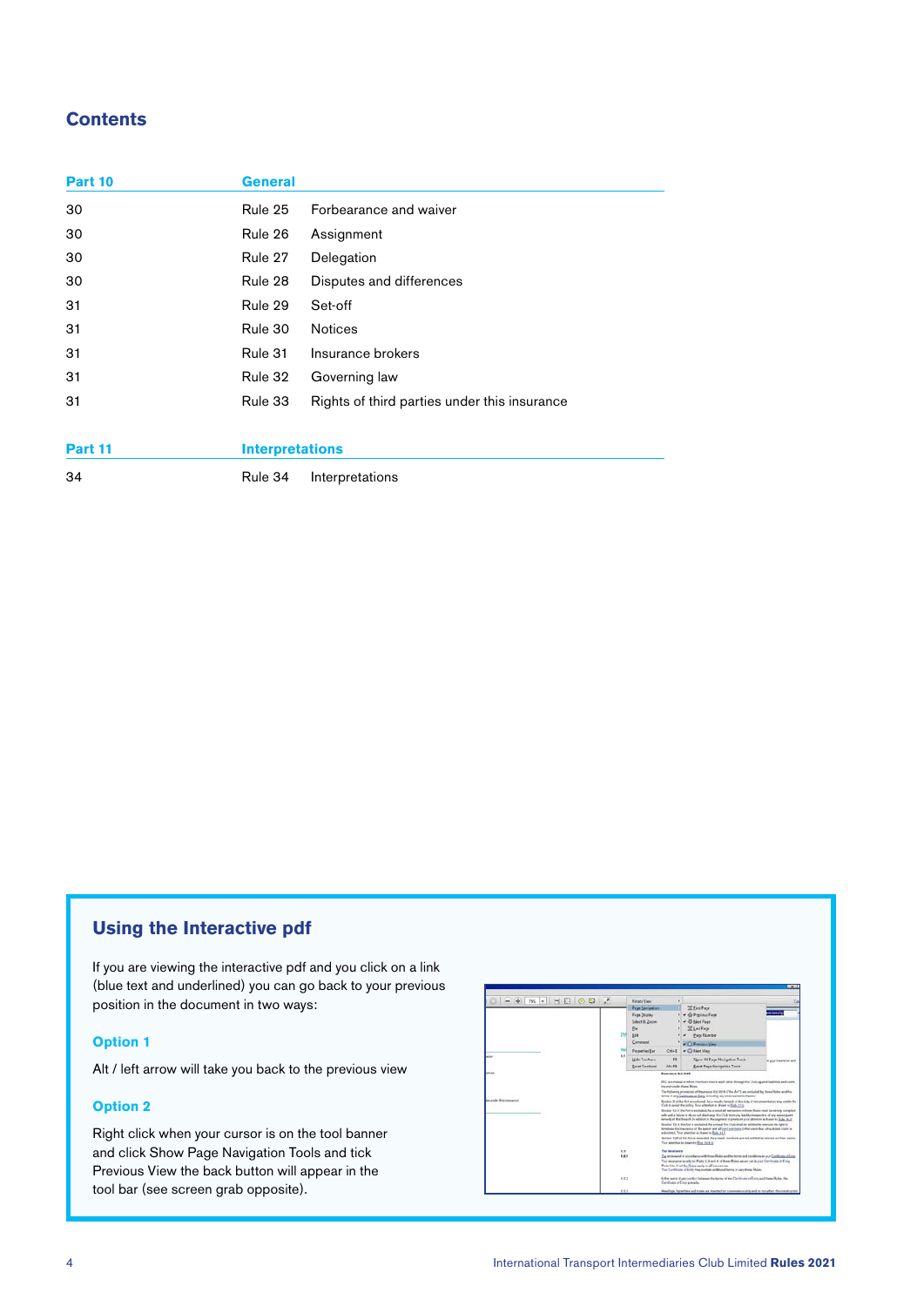## Contents

| Part 10 | General | |
|---|---|---|
| 30 | Rule 25 | Forbearance and waiver |
| 30 | Rule 26 | Assignment |
| 30 | Rule 27 | Delegation |
| 30 | Rule 28 | Disputes and differences |
| 31 | Rule 29 | Set-off |
| 31 | Rule 30 | Notices |
| 31 | Rule 31 | Insurance brokers |
| 31 | Rule 32 | Governing law |
| 31 | Rule 33 | Rights of third parties under this insurance |

| Part 11 | Interpretations | |
|---|---|---|
| 34 | Rule 34 | Interpretations |

### Using the Interactive pdf

If you are viewing the interactive pdf and you click on a link (blue text and underlined) you can go back to your previous position in the document in two ways:

**Option 1**

Alt / left arrow will take you back to the previous view

**Option 2**

Right click when your cursor is on the tool banner and click Show Page Navigation Tools and tick Previous View the back button will appear in the tool bar (see screen grab opposite).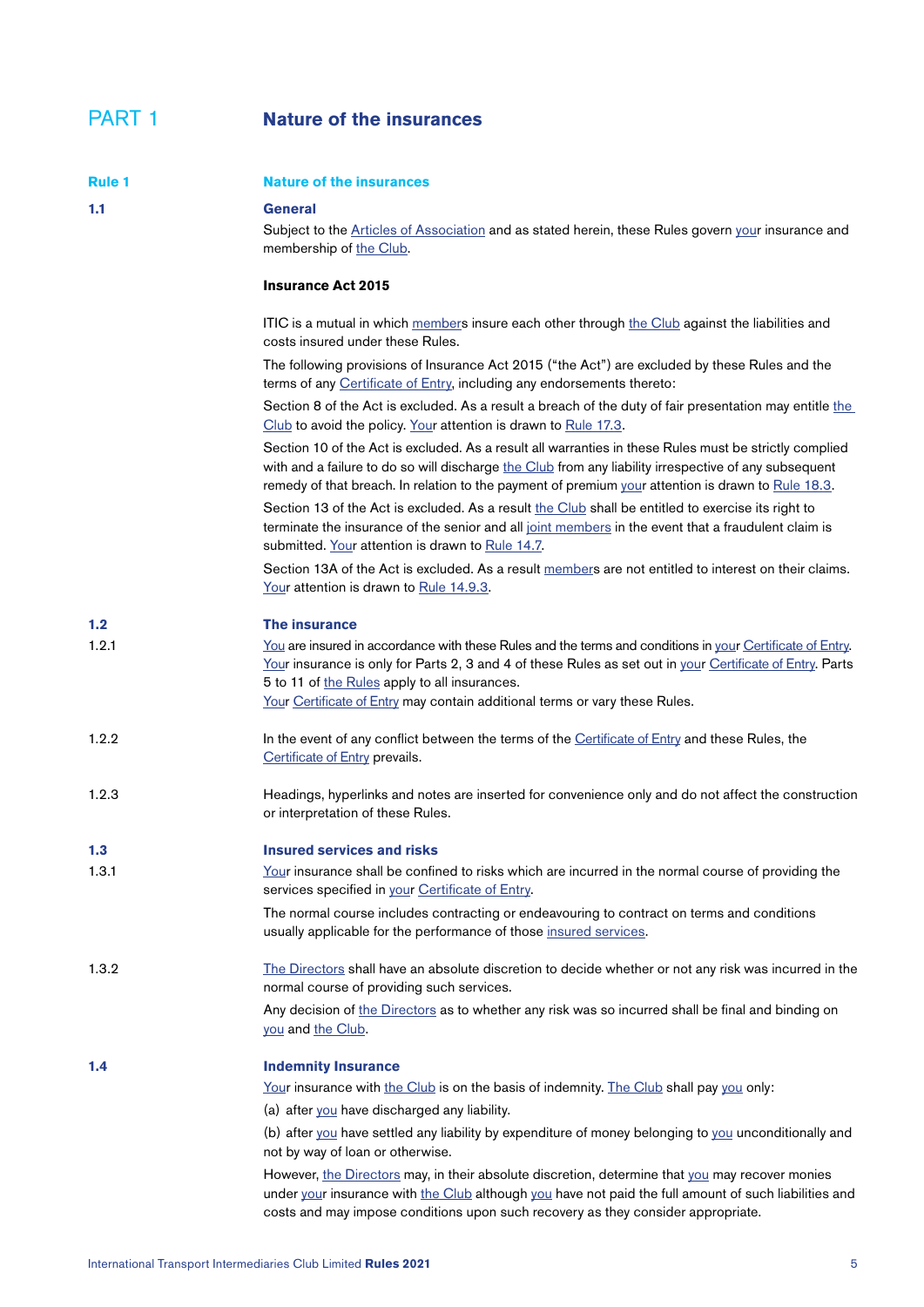# PART 1 Nature of the insurances

## Rule 1 Nature of the insurances

### 1.1 General

Subject to the Articles of Association and as stated herein, these Rules govern your insurance and membership of the Club.

**Insurance Act 2015**

ITIC is a mutual in which members insure each other through the Club against the liabilities and costs insured under these Rules.

The following provisions of Insurance Act 2015 ("the Act") are excluded by these Rules and the terms of any Certificate of Entry, including any endorsements thereto:

Section 8 of the Act is excluded. As a result a breach of the duty of fair presentation may entitle the Club to avoid the policy. Your attention is drawn to Rule 17.3.

Section 10 of the Act is excluded. As a result all warranties in these Rules must be strictly complied with and a failure to do so will discharge the Club from any liability irrespective of any subsequent remedy of that breach. In relation to the payment of premium your attention is drawn to Rule 18.3.

Section 13 of the Act is excluded. As a result the Club shall be entitled to exercise its right to terminate the insurance of the senior and all joint members in the event that a fraudulent claim is submitted. Your attention is drawn to Rule 14.7.

Section 13A of the Act is excluded. As a result members are not entitled to interest on their claims. Your attention is drawn to Rule 14.9.3.

### 1.2 The insurance

1.2.1 You are insured in accordance with these Rules and the terms and conditions in your Certificate of Entry. Your insurance is only for Parts 2, 3 and 4 of these Rules as set out in your Certificate of Entry. Parts 5 to 11 of the Rules apply to all insurances.
Your Certificate of Entry may contain additional terms or vary these Rules.

1.2.2 In the event of any conflict between the terms of the Certificate of Entry and these Rules, the Certificate of Entry prevails.

1.2.3 Headings, hyperlinks and notes are inserted for convenience only and do not affect the construction or interpretation of these Rules.

### 1.3 Insured services and risks

1.3.1 Your insurance shall be confined to risks which are incurred in the normal course of providing the services specified in your Certificate of Entry.

The normal course includes contracting or endeavouring to contract on terms and conditions usually applicable for the performance of those insured services.

1.3.2 The Directors shall have an absolute discretion to decide whether or not any risk was incurred in the normal course of providing such services.

Any decision of the Directors as to whether any risk was so incurred shall be final and binding on you and the Club.

### 1.4 Indemnity Insurance

Your insurance with the Club is on the basis of indemnity. The Club shall pay you only:

(a) after you have discharged any liability.

(b) after you have settled any liability by expenditure of money belonging to you unconditionally and not by way of loan or otherwise.

However, the Directors may, in their absolute discretion, determine that you may recover monies under your insurance with the Club although you have not paid the full amount of such liabilities and costs and may impose conditions upon such recovery as they consider appropriate.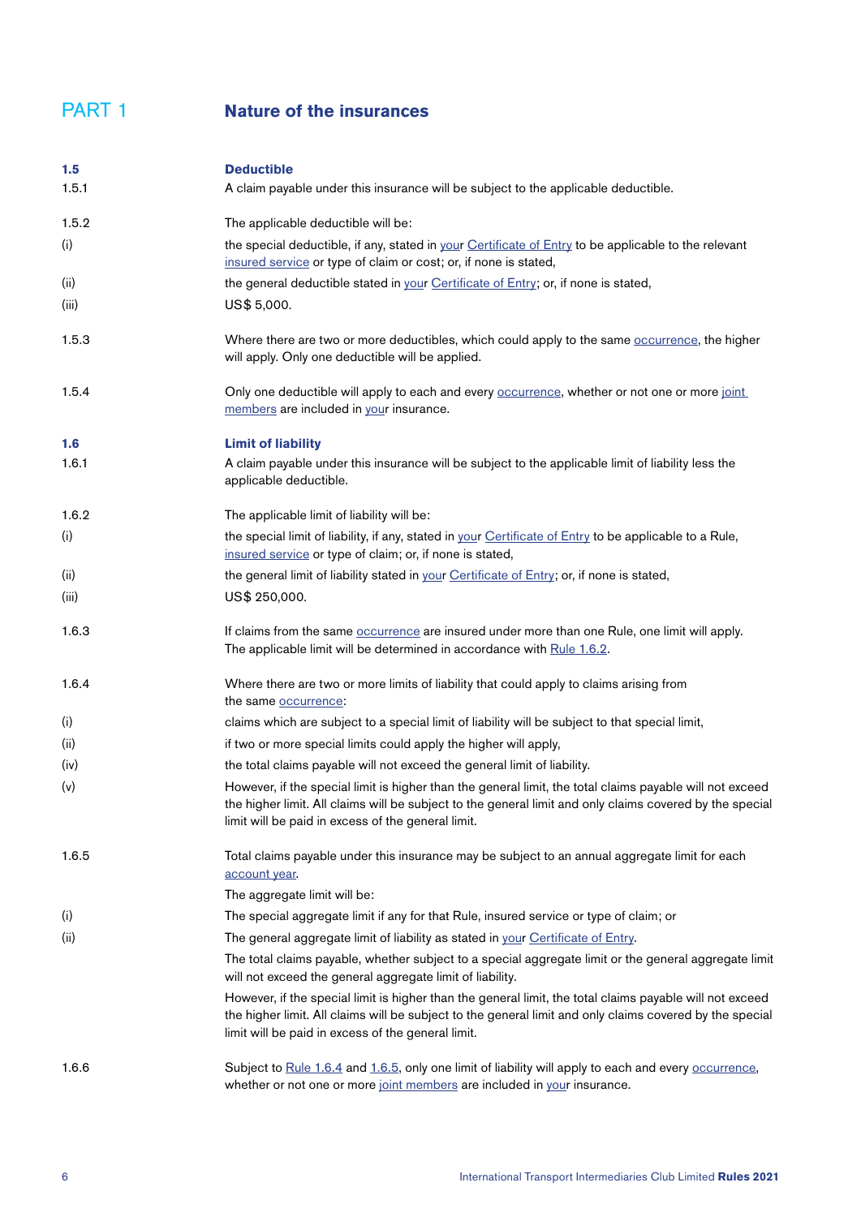# PART 1 Nature of the insurances

## 1.5 Deductible

1.5.1 A claim payable under this insurance will be subject to the applicable deductible.

1.5.2 The applicable deductible will be:

(i) the special deductible, if any, stated in your Certificate of Entry to be applicable to the relevant insured service or type of claim or cost; or, if none is stated,

(ii) the general deductible stated in your Certificate of Entry; or, if none is stated,

(iii) US$ 5,000.

1.5.3 Where there are two or more deductibles, which could apply to the same occurrence, the higher will apply. Only one deductible will be applied.

1.5.4 Only one deductible will apply to each and every occurrence, whether or not one or more joint members are included in your insurance.

## 1.6 Limit of liability

1.6.1 A claim payable under this insurance will be subject to the applicable limit of liability less the applicable deductible.

1.6.2 The applicable limit of liability will be:

(i) the special limit of liability, if any, stated in your Certificate of Entry to be applicable to a Rule, insured service or type of claim; or, if none is stated,

(ii) the general limit of liability stated in your Certificate of Entry; or, if none is stated,

(iii) US$ 250,000.

1.6.3 If claims from the same occurrence are insured under more than one Rule, one limit will apply. The applicable limit will be determined in accordance with Rule 1.6.2.

1.6.4 Where there are two or more limits of liability that could apply to claims arising from the same occurrence:

(i) claims which are subject to a special limit of liability will be subject to that special limit,

(ii) if two or more special limits could apply the higher will apply,

(iv) the total claims payable will not exceed the general limit of liability.

(v) However, if the special limit is higher than the general limit, the total claims payable will not exceed the higher limit. All claims will be subject to the general limit and only claims covered by the special limit will be paid in excess of the general limit.

1.6.5 Total claims payable under this insurance may be subject to an annual aggregate limit for each account year.

The aggregate limit will be:

(i) The special aggregate limit if any for that Rule, insured service or type of claim; or

(ii) The general aggregate limit of liability as stated in your Certificate of Entry.

The total claims payable, whether subject to a special aggregate limit or the general aggregate limit will not exceed the general aggregate limit of liability.

However, if the special limit is higher than the general limit, the total claims payable will not exceed the higher limit. All claims will be subject to the general limit and only claims covered by the special limit will be paid in excess of the general limit.

1.6.6 Subject to Rule 1.6.4 and 1.6.5, only one limit of liability will apply to each and every occurrence, whether or not one or more joint members are included in your insurance.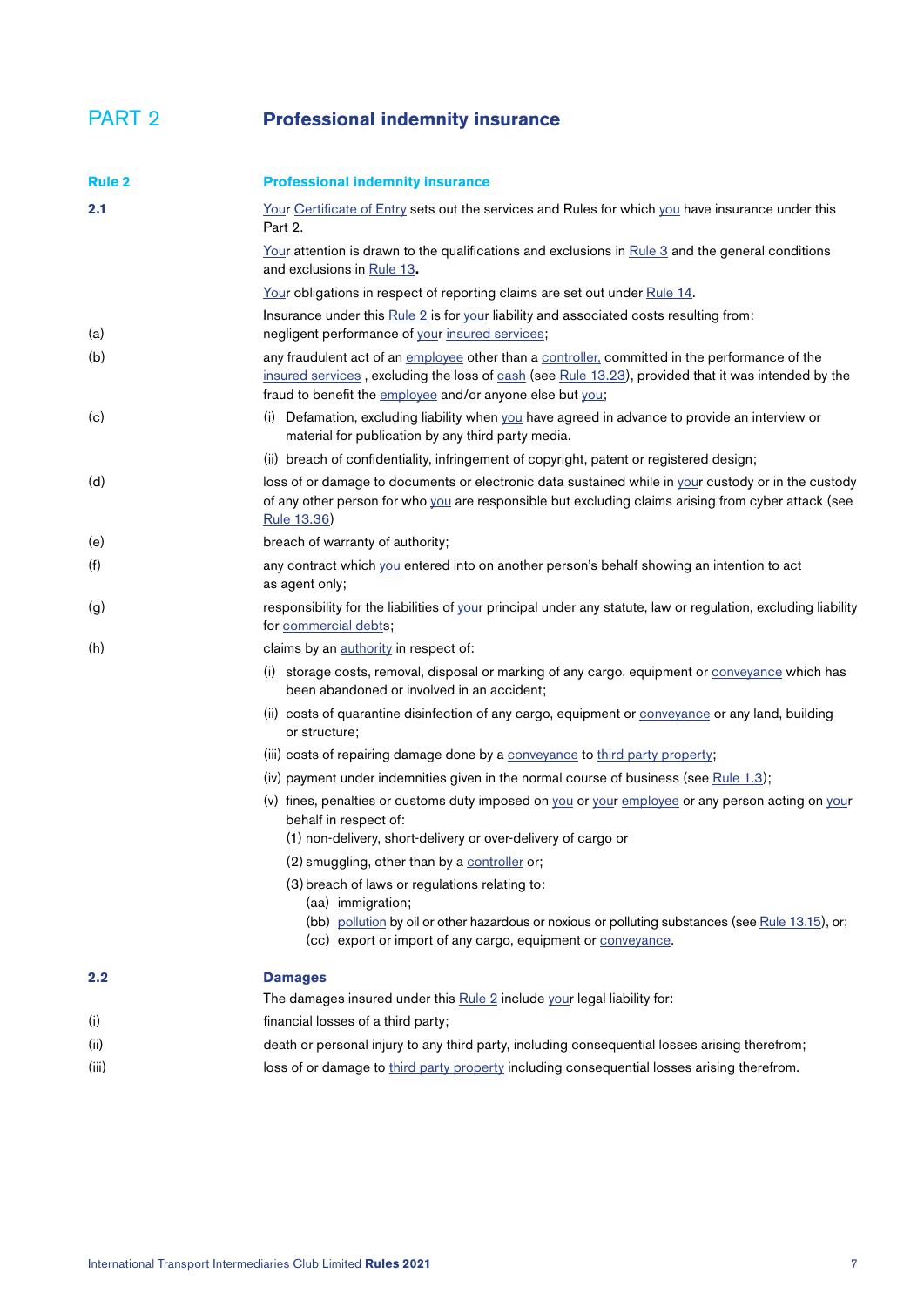# PART 2 Professional indemnity insurance

## Rule 2 Professional indemnity insurance

**2.1**

Your Certificate of Entry sets out the services and Rules for which you have insurance under this Part 2.

Your attention is drawn to the qualifications and exclusions in Rule 3 and the general conditions and exclusions in Rule 13**.**

Your obligations in respect of reporting claims are set out under Rule 14.

Insurance under this Rule 2 is for your liability and associated costs resulting from:

(a) negligent performance of your insured services;

(b) any fraudulent act of an employee other than a controller, committed in the performance of the insured services , excluding the loss of cash (see Rule 13.23), provided that it was intended by the fraud to benefit the employee and/or anyone else but you;

(c)
- (i) Defamation, excluding liability when you have agreed in advance to provide an interview or material for publication by any third party media.
- (ii) breach of confidentiality, infringement of copyright, patent or registered design;

(d) loss of or damage to documents or electronic data sustained while in your custody or in the custody of any other person for who you are responsible but excluding claims arising from cyber attack (see Rule 13.36)

(e) breach of warranty of authority;

(f) any contract which you entered into on another person's behalf showing an intention to act as agent only;

(g) responsibility for the liabilities of your principal under any statute, law or regulation, excluding liability for commercial debts;

(h) claims by an authority in respect of:
- (i) storage costs, removal, disposal or marking of any cargo, equipment or conveyance which has been abandoned or involved in an accident;
- (ii) costs of quarantine disinfection of any cargo, equipment or conveyance or any land, building or structure;
- (iii) costs of repairing damage done by a conveyance to third party property;
- (iv) payment under indemnities given in the normal course of business (see Rule 1.3);
- (v) fines, penalties or customs duty imposed on you or your employee or any person acting on your behalf in respect of:
  - (1) non-delivery, short-delivery or over-delivery of cargo or
  - (2) smuggling, other than by a controller or;
  - (3) breach of laws or regulations relating to:
    - (aa) immigration;
    - (bb) pollution by oil or other hazardous or noxious or polluting substances (see Rule 13.15), or;
    - (cc) export or import of any cargo, equipment or conveyance.

**2.2 Damages**

The damages insured under this Rule 2 include your legal liability for:

(i) financial losses of a third party;

(ii) death or personal injury to any third party, including consequential losses arising therefrom;

(iii) loss of or damage to third party property including consequential losses arising therefrom.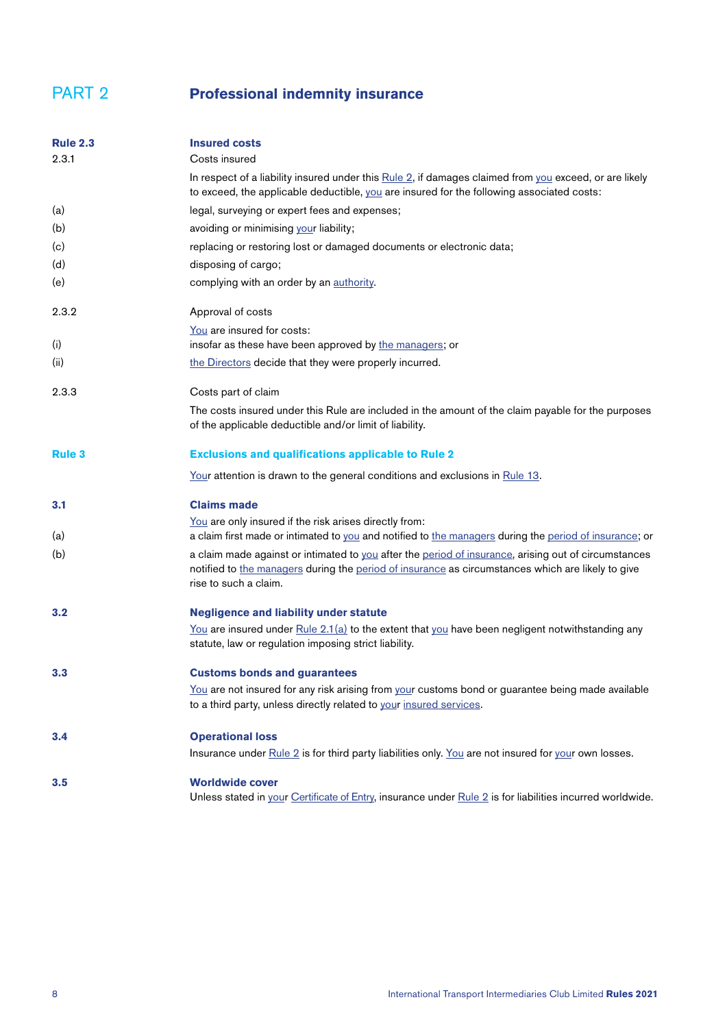# PART 2 Professional indemnity insurance

## Rule 2.3 Insured costs

**2.3.1** Costs insured

In respect of a liability insured under this Rule 2, if damages claimed from you exceed, or are likely to exceed, the applicable deductible, you are insured for the following associated costs:

(a) legal, surveying or expert fees and expenses;

(b) avoiding or minimising your liability;

(c) replacing or restoring lost or damaged documents or electronic data;

(d) disposing of cargo;

(e) complying with an order by an authority.

**2.3.2** Approval of costs

You are insured for costs:

(i) insofar as these have been approved by the managers; or

(ii) the Directors decide that they were properly incurred.

**2.3.3** Costs part of claim

The costs insured under this Rule are included in the amount of the claim payable for the purposes of the applicable deductible and/or limit of liability.

## Rule 3 Exclusions and qualifications applicable to Rule 2

Your attention is drawn to the general conditions and exclusions in Rule 13.

### 3.1 Claims made

You are only insured if the risk arises directly from:

(a) a claim first made or intimated to you and notified to the managers during the period of insurance; or

(b) a claim made against or intimated to you after the period of insurance, arising out of circumstances notified to the managers during the period of insurance as circumstances which are likely to give rise to such a claim.

### 3.2 Negligence and liability under statute

You are insured under Rule 2.1(a) to the extent that you have been negligent notwithstanding any statute, law or regulation imposing strict liability.

### 3.3 Customs bonds and guarantees

You are not insured for any risk arising from your customs bond or guarantee being made available to a third party, unless directly related to your insured services.

### 3.4 Operational loss

Insurance under Rule 2 is for third party liabilities only. You are not insured for your own losses.

### 3.5 Worldwide cover

Unless stated in your Certificate of Entry, insurance under Rule 2 is for liabilities incurred worldwide.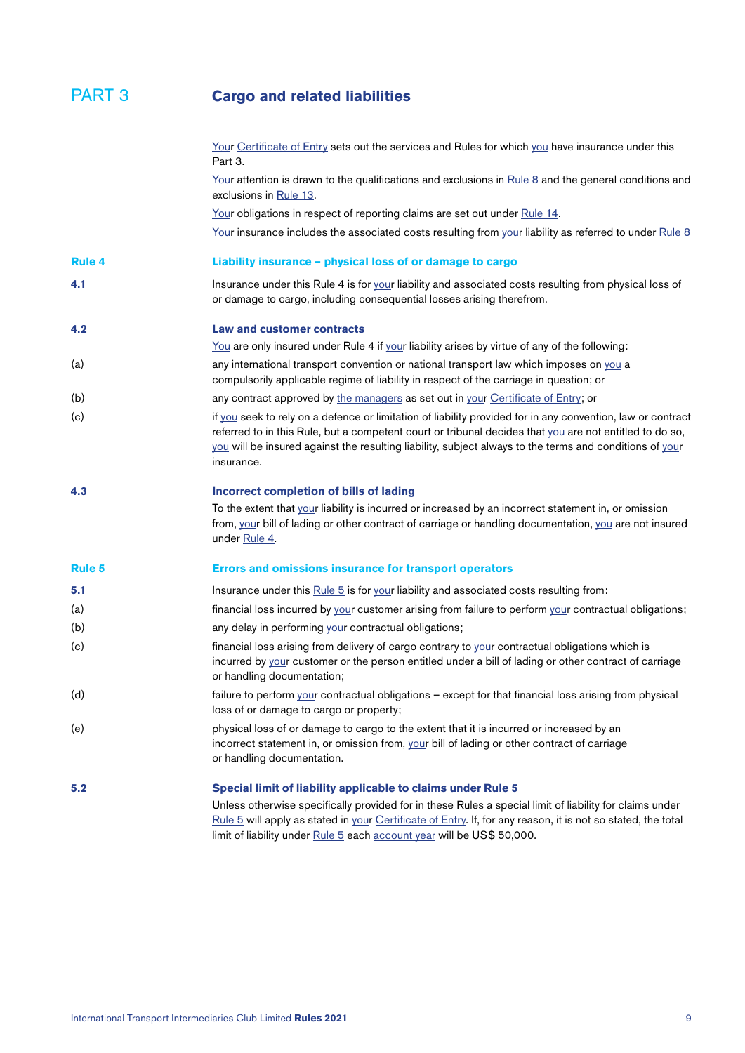# PART 3 Cargo and related liabilities

Your Certificate of Entry sets out the services and Rules for which you have insurance under this Part 3.

Your attention is drawn to the qualifications and exclusions in Rule 8 and the general conditions and exclusions in Rule 13.

Your obligations in respect of reporting claims are set out under Rule 14.

Your insurance includes the associated costs resulting from your liability as referred to under Rule 8

## Rule 4 Liability insurance – physical loss of or damage to cargo

**4.1** Insurance under this Rule 4 is for your liability and associated costs resulting from physical loss of or damage to cargo, including consequential losses arising therefrom.

### 4.2 Law and customer contracts

You are only insured under Rule 4 if your liability arises by virtue of any of the following:

(a) any international transport convention or national transport law which imposes on you a compulsorily applicable regime of liability in respect of the carriage in question; or

(b) any contract approved by the managers as set out in your Certificate of Entry; or

(c) if you seek to rely on a defence or limitation of liability provided for in any convention, law or contract referred to in this Rule, but a competent court or tribunal decides that you are not entitled to do so, you will be insured against the resulting liability, subject always to the terms and conditions of your insurance.

### 4.3 Incorrect completion of bills of lading

To the extent that your liability is incurred or increased by an incorrect statement in, or omission from, your bill of lading or other contract of carriage or handling documentation, you are not insured under Rule 4.

## Rule 5 Errors and omissions insurance for transport operators

**5.1** Insurance under this Rule 5 is for your liability and associated costs resulting from:

(a) financial loss incurred by your customer arising from failure to perform your contractual obligations;

(b) any delay in performing your contractual obligations;

(c) financial loss arising from delivery of cargo contrary to your contractual obligations which is incurred by your customer or the person entitled under a bill of lading or other contract of carriage or handling documentation;

(d) failure to perform your contractual obligations – except for that financial loss arising from physical loss of or damage to cargo or property;

(e) physical loss of or damage to cargo to the extent that it is incurred or increased by an incorrect statement in, or omission from, your bill of lading or other contract of carriage or handling documentation.

### 5.2 Special limit of liability applicable to claims under Rule 5

Unless otherwise specifically provided for in these Rules a special limit of liability for claims under Rule 5 will apply as stated in your Certificate of Entry. If, for any reason, it is not so stated, the total limit of liability under Rule 5 each account year will be US$ 50,000.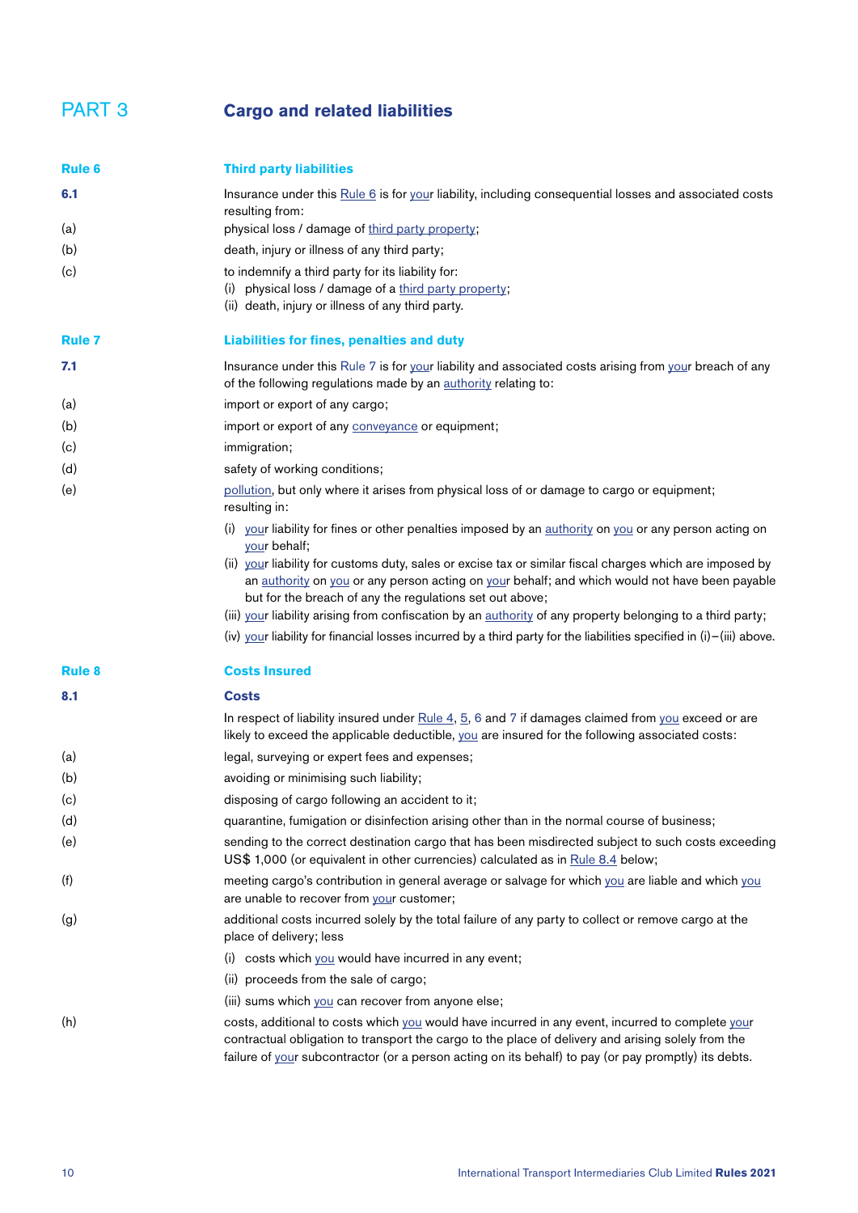# PART 3 Cargo and related liabilities

## Rule 6 Third party liabilities

**6.1** Insurance under this Rule 6 is for your liability, including consequential losses and associated costs resulting from:

(a) physical loss / damage of third party property;

(b) death, injury or illness of any third party;

(c) to indemnify a third party for its liability for:
- (i) physical loss / damage of a third party property;
- (ii) death, injury or illness of any third party.

## Rule 7 Liabilities for fines, penalties and duty

**7.1** Insurance under this Rule 7 is for your liability and associated costs arising from your breach of any of the following regulations made by an authority relating to:

(a) import or export of any cargo;

(b) import or export of any conveyance or equipment;

(c) immigration;

(d) safety of working conditions;

(e) pollution, but only where it arises from physical loss of or damage to cargo or equipment;

resulting in:

- (i) your liability for fines or other penalties imposed by an authority on you or any person acting on your behalf;
- (ii) your liability for customs duty, sales or excise tax or similar fiscal charges which are imposed by an authority on you or any person acting on your behalf; and which would not have been payable but for the breach of any the regulations set out above;
- (iii) your liability arising from confiscation by an authority of any property belonging to a third party;
- (iv) your liability for financial losses incurred by a third party for the liabilities specified in (i)–(iii) above.

## Rule 8 Costs Insured

### 8.1 Costs

In respect of liability insured under Rule 4, 5, 6 and 7 if damages claimed from you exceed or are likely to exceed the applicable deductible, you are insured for the following associated costs:

(a) legal, surveying or expert fees and expenses;

(b) avoiding or minimising such liability;

(c) disposing of cargo following an accident to it;

(d) quarantine, fumigation or disinfection arising other than in the normal course of business;

(e) sending to the correct destination cargo that has been misdirected subject to such costs exceeding US$ 1,000 (or equivalent in other currencies) calculated as in Rule 8.4 below;

(f) meeting cargo's contribution in general average or salvage for which you are liable and which you are unable to recover from your customer;

(g) additional costs incurred solely by the total failure of any party to collect or remove cargo at the place of delivery; less
- (i) costs which you would have incurred in any event;
- (ii) proceeds from the sale of cargo;
- (iii) sums which you can recover from anyone else;

(h) costs, additional to costs which you would have incurred in any event, incurred to complete your contractual obligation to transport the cargo to the place of delivery and arising solely from the failure of your subcontractor (or a person acting on its behalf) to pay (or pay promptly) its debts.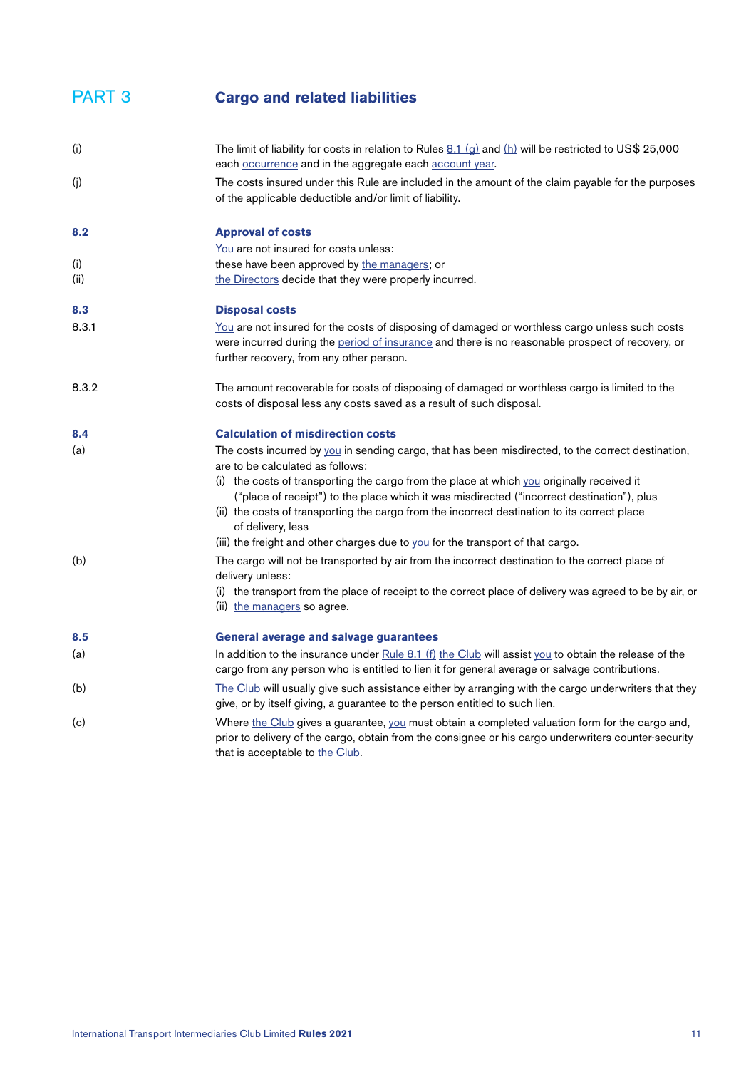# PART 3 Cargo and related liabilities

(i) The limit of liability for costs in relation to Rules 8.1 (g) and (h) will be restricted to US$ 25,000 each occurrence and in the aggregate each account year.

(j) The costs insured under this Rule are included in the amount of the claim payable for the purposes of the applicable deductible and/or limit of liability.

### 8.2 Approval of costs

You are not insured for costs unless:

(i) these have been approved by the managers; or

(ii) the Directors decide that they were properly incurred.

### 8.3 Disposal costs

8.3.1 You are not insured for the costs of disposing of damaged or worthless cargo unless such costs were incurred during the period of insurance and there is no reasonable prospect of recovery, or further recovery, from any other person.

8.3.2 The amount recoverable for costs of disposing of damaged or worthless cargo is limited to the costs of disposal less any costs saved as a result of such disposal.

### 8.4 Calculation of misdirection costs

(a) The costs incurred by you in sending cargo, that has been misdirected, to the correct destination, are to be calculated as follows:

- (i) the costs of transporting the cargo from the place at which you originally received it ("place of receipt") to the place which it was misdirected ("incorrect destination"), plus
- (ii) the costs of transporting the cargo from the incorrect destination to its correct place of delivery, less
- (iii) the freight and other charges due to you for the transport of that cargo.

(b) The cargo will not be transported by air from the incorrect destination to the correct place of delivery unless:

- (i) the transport from the place of receipt to the correct place of delivery was agreed to be by air, or
- (ii) the managers so agree.

### 8.5 General average and salvage guarantees

(a) In addition to the insurance under Rule 8.1 (f) the Club will assist you to obtain the release of the cargo from any person who is entitled to lien it for general average or salvage contributions.

(b) The Club will usually give such assistance either by arranging with the cargo underwriters that they give, or by itself giving, a guarantee to the person entitled to such lien.

(c) Where the Club gives a guarantee, you must obtain a completed valuation form for the cargo and, prior to delivery of the cargo, obtain from the consignee or his cargo underwriters counter-security that is acceptable to the Club.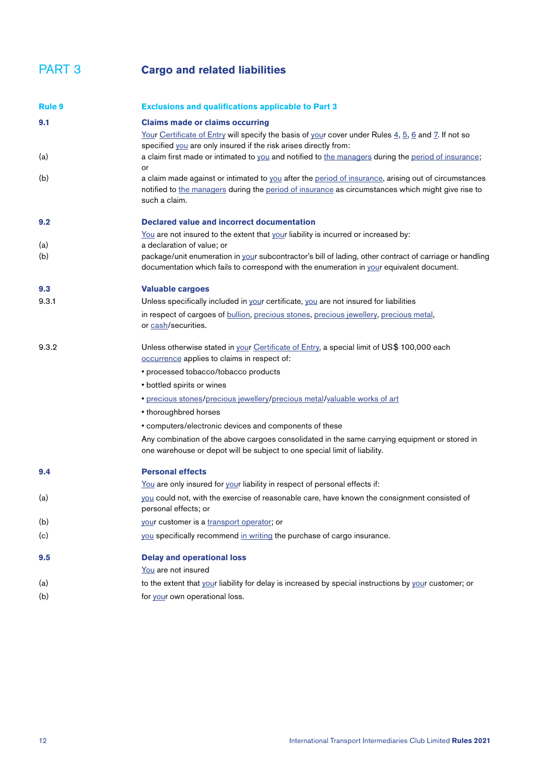# PART 3 Cargo and related liabilities

## Rule 9 Exclusions and qualifications applicable to Part 3

### 9.1 Claims made or claims occurring

Your Certificate of Entry will specify the basis of your cover under Rules 4, 5, 6 and 7. If not so specified you are only insured if the risk arises directly from:

(a) a claim first made or intimated to you and notified to the managers during the period of insurance; or

(b) a claim made against or intimated to you after the period of insurance, arising out of circumstances notified to the managers during the period of insurance as circumstances which might give rise to such a claim.

### 9.2 Declared value and incorrect documentation

You are not insured to the extent that your liability is incurred or increased by:

(a) a declaration of value; or

(b) package/unit enumeration in your subcontractor's bill of lading, other contract of carriage or handling documentation which fails to correspond with the enumeration in your equivalent document.

### 9.3 Valuable cargoes

9.3.1 Unless specifically included in your certificate, you are not insured for liabilities in respect of cargoes of bullion, precious stones, precious jewellery, precious metal, or cash/securities.

9.3.2 Unless otherwise stated in your Certificate of Entry, a special limit of US$ 100,000 each occurrence applies to claims in respect of:

- processed tobacco/tobacco products
- bottled spirits or wines
- precious stones/precious jewellery/precious metal/valuable works of art
- thoroughbred horses
- computers/electronic devices and components of these

Any combination of the above cargoes consolidated in the same carrying equipment or stored in one warehouse or depot will be subject to one special limit of liability.

### 9.4 Personal effects

You are only insured for your liability in respect of personal effects if:

(a) you could not, with the exercise of reasonable care, have known the consignment consisted of personal effects; or

(b) your customer is a transport operator; or

(c) you specifically recommend in writing the purchase of cargo insurance.

### 9.5 Delay and operational loss

You are not insured

(a) to the extent that your liability for delay is increased by special instructions by your customer; or

(b) for your own operational loss.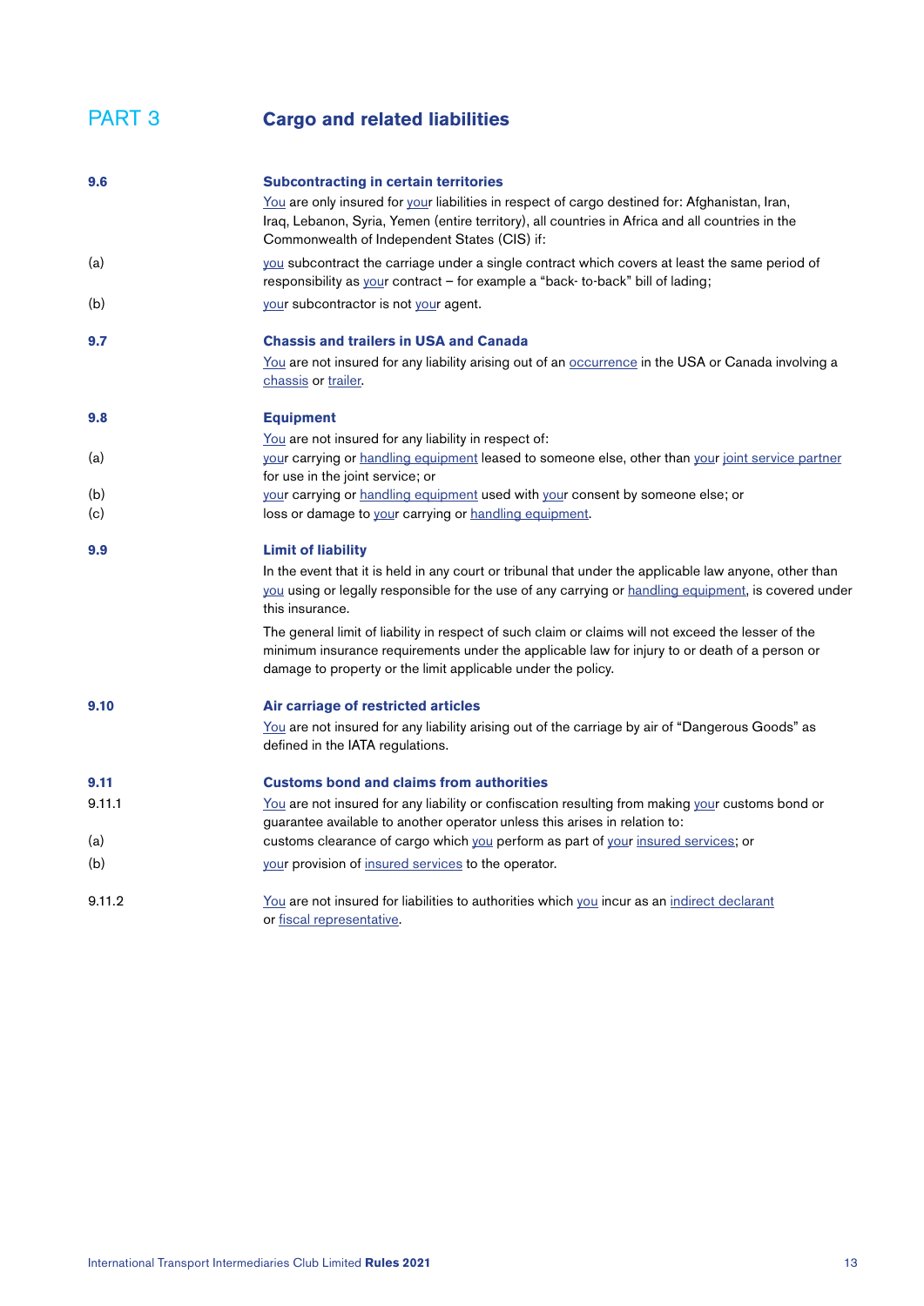## PART 3 Cargo and related liabilities

**9.6 Subcontracting in certain territories**

You are only insured for your liabilities in respect of cargo destined for: Afghanistan, Iran, Iraq, Lebanon, Syria, Yemen (entire territory), all countries in Africa and all countries in the Commonwealth of Independent States (CIS) if:

(a) you subcontract the carriage under a single contract which covers at least the same period of responsibility as your contract – for example a "back- to-back" bill of lading;

(b) your subcontractor is not your agent.

**9.7 Chassis and trailers in USA and Canada**

You are not insured for any liability arising out of an occurrence in the USA or Canada involving a chassis or trailer.

**9.8 Equipment**

You are not insured for any liability in respect of:

(a) your carrying or handling equipment leased to someone else, other than your joint service partner for use in the joint service; or

(b) your carrying or handling equipment used with your consent by someone else; or

(c) loss or damage to your carrying or handling equipment.

**9.9 Limit of liability**

In the event that it is held in any court or tribunal that under the applicable law anyone, other than you using or legally responsible for the use of any carrying or handling equipment, is covered under this insurance.

The general limit of liability in respect of such claim or claims will not exceed the lesser of the minimum insurance requirements under the applicable law for injury to or death of a person or damage to property or the limit applicable under the policy.

**9.10 Air carriage of restricted articles**

You are not insured for any liability arising out of the carriage by air of "Dangerous Goods" as defined in the IATA regulations.

**9.11 Customs bond and claims from authorities**

9.11.1 You are not insured for any liability or confiscation resulting from making your customs bond or guarantee available to another operator unless this arises in relation to:

(a) customs clearance of cargo which you perform as part of your insured services; or

(b) your provision of insured services to the operator.

9.11.2 You are not insured for liabilities to authorities which you incur as an indirect declarant or fiscal representative.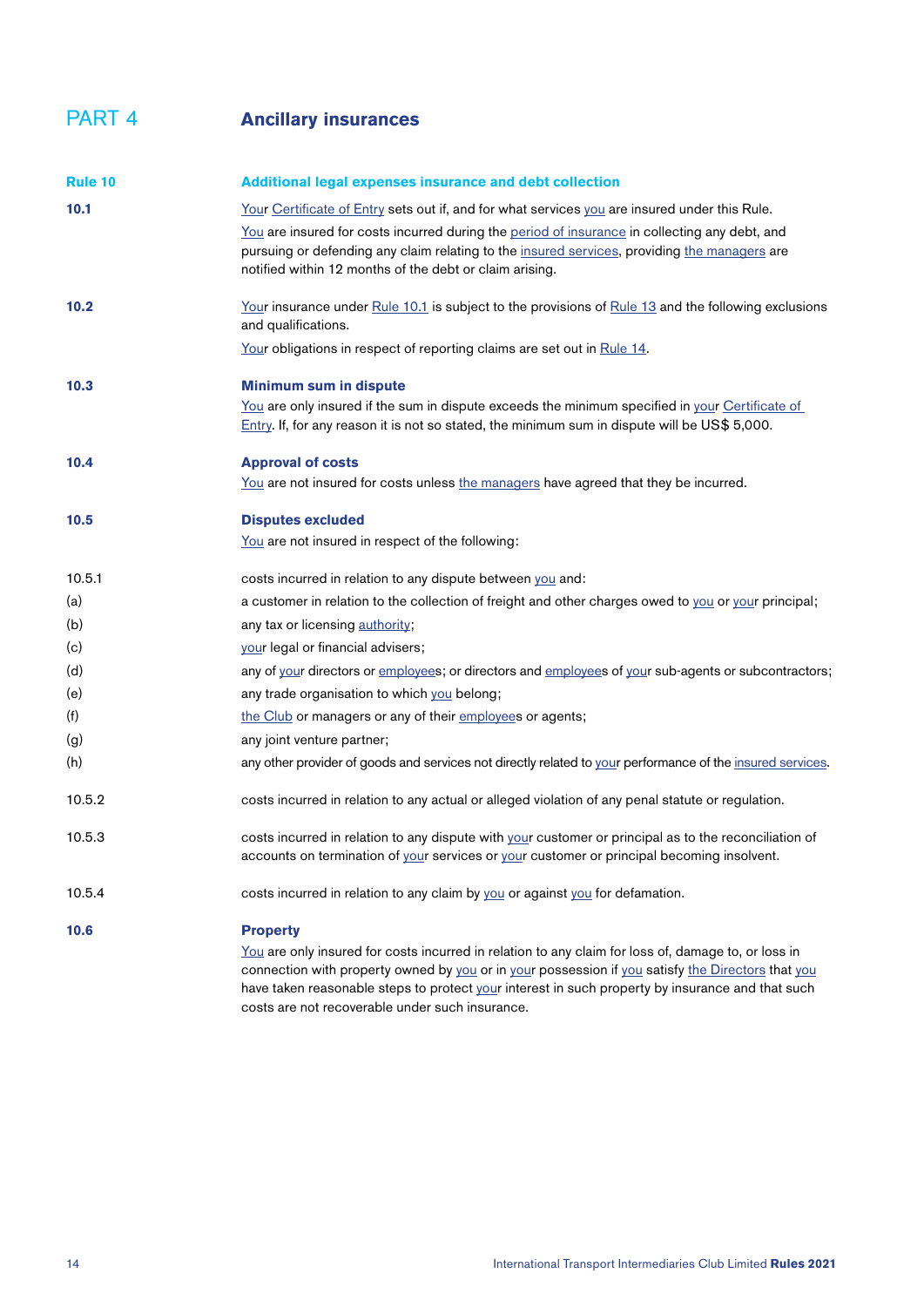# PART 4 Ancillary insurances

## Rule 10 Additional legal expenses insurance and debt collection

**10.1** Your Certificate of Entry sets out if, and for what services you are insured under this Rule.

You are insured for costs incurred during the period of insurance in collecting any debt, and pursuing or defending any claim relating to the insured services, providing the managers are notified within 12 months of the debt or claim arising.

**10.2** Your insurance under Rule 10.1 is subject to the provisions of Rule 13 and the following exclusions and qualifications.

Your obligations in respect of reporting claims are set out in Rule 14.

**10.3 Minimum sum in dispute**

You are only insured if the sum in dispute exceeds the minimum specified in your Certificate of Entry. If, for any reason it is not so stated, the minimum sum in dispute will be US$ 5,000.

**10.4 Approval of costs**

You are not insured for costs unless the managers have agreed that they be incurred.

**10.5 Disputes excluded**

You are not insured in respect of the following:

10.5.1 costs incurred in relation to any dispute between you and:

(a) a customer in relation to the collection of freight and other charges owed to you or your principal;

(b) any tax or licensing authority;

(c) your legal or financial advisers;

(d) any of your directors or employees; or directors and employees of your sub-agents or subcontractors;

(e) any trade organisation to which you belong;

(f) the Club or managers or any of their employees or agents;

(g) any joint venture partner;

(h) any other provider of goods and services not directly related to your performance of the insured services.

10.5.2 costs incurred in relation to any actual or alleged violation of any penal statute or regulation.

10.5.3 costs incurred in relation to any dispute with your customer or principal as to the reconciliation of accounts on termination of your services or your customer or principal becoming insolvent.

10.5.4 costs incurred in relation to any claim by you or against you for defamation.

**10.6 Property**

You are only insured for costs incurred in relation to any claim for loss of, damage to, or loss in connection with property owned by you or in your possession if you satisfy the Directors that you have taken reasonable steps to protect your interest in such property by insurance and that such costs are not recoverable under such insurance.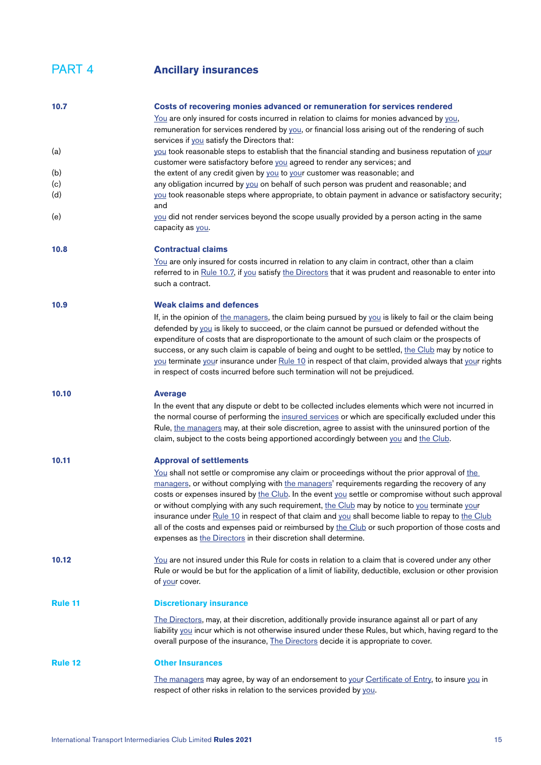# PART 4 Ancillary insurances

**10.7 Costs of recovering monies advanced or remuneration for services rendered**

You are only insured for costs incurred in relation to claims for monies advanced by you, remuneration for services rendered by you, or financial loss arising out of the rendering of such services if you satisfy the Directors that:

(a) you took reasonable steps to establish that the financial standing and business reputation of your customer were satisfactory before you agreed to render any services; and

(b) the extent of any credit given by you to your customer was reasonable; and

(c) any obligation incurred by you on behalf of such person was prudent and reasonable; and

(d) you took reasonable steps where appropriate, to obtain payment in advance or satisfactory security; and

(e) you did not render services beyond the scope usually provided by a person acting in the same capacity as you.

**10.8 Contractual claims**

You are only insured for costs incurred in relation to any claim in contract, other than a claim referred to in Rule 10.7, if you satisfy the Directors that it was prudent and reasonable to enter into such a contract.

**10.9 Weak claims and defences**

If, in the opinion of the managers, the claim being pursued by you is likely to fail or the claim being defended by you is likely to succeed, or the claim cannot be pursued or defended without the expenditure of costs that are disproportionate to the amount of such claim or the prospects of success, or any such claim is capable of being and ought to be settled, the Club may by notice to you terminate your insurance under Rule 10 in respect of that claim, provided always that your rights in respect of costs incurred before such termination will not be prejudiced.

**10.10 Average**

In the event that any dispute or debt to be collected includes elements which were not incurred in the normal course of performing the insured services or which are specifically excluded under this Rule, the managers may, at their sole discretion, agree to assist with the uninsured portion of the claim, subject to the costs being apportioned accordingly between you and the Club.

**10.11 Approval of settlements**

You shall not settle or compromise any claim or proceedings without the prior approval of the managers, or without complying with the managers' requirements regarding the recovery of any costs or expenses insured by the Club. In the event you settle or compromise without such approval or without complying with any such requirement, the Club may by notice to you terminate your insurance under Rule 10 in respect of that claim and you shall become liable to repay to the Club all of the costs and expenses paid or reimbursed by the Club or such proportion of those costs and expenses as the Directors in their discretion shall determine.

**10.12** You are not insured under this Rule for costs in relation to a claim that is covered under any other Rule or would be but for the application of a limit of liability, deductible, exclusion or other provision of your cover.

## Rule 11 Discretionary insurance

The Directors, may, at their discretion, additionally provide insurance against all or part of any liability you incur which is not otherwise insured under these Rules, but which, having regard to the overall purpose of the insurance, The Directors decide it is appropriate to cover.

## Rule 12 Other Insurances

The managers may agree, by way of an endorsement to your Certificate of Entry, to insure you in respect of other risks in relation to the services provided by you.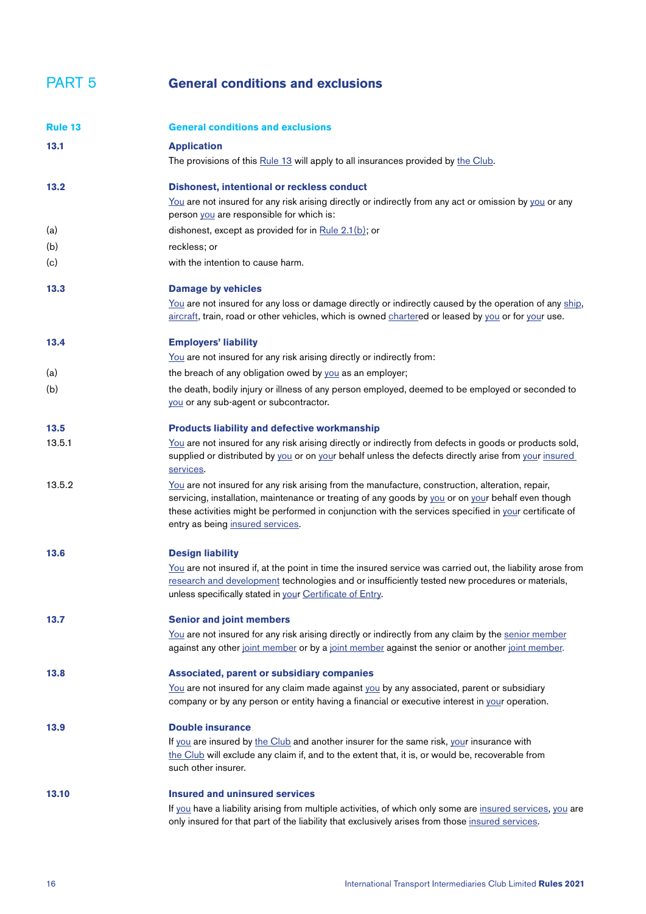# PART 5 General conditions and exclusions

## Rule 13 General conditions and exclusions

### 13.1 Application

The provisions of this Rule 13 will apply to all insurances provided by the Club.

### 13.2 Dishonest, intentional or reckless conduct

You are not insured for any risk arising directly or indirectly from any act or omission by you or any person you are responsible for which is:

(a) dishonest, except as provided for in Rule 2.1(b); or

(b) reckless; or

(c) with the intention to cause harm.

### 13.3 Damage by vehicles

You are not insured for any loss or damage directly or indirectly caused by the operation of any ship, aircraft, train, road or other vehicles, which is owned chartered or leased by you or for your use.

### 13.4 Employers' liability

You are not insured for any risk arising directly or indirectly from:

(a) the breach of any obligation owed by you as an employer;

(b) the death, bodily injury or illness of any person employed, deemed to be employed or seconded to you or any sub-agent or subcontractor.

### 13.5 Products liability and defective workmanship

13.5.1 You are not insured for any risk arising directly or indirectly from defects in goods or products sold, supplied or distributed by you or on your behalf unless the defects directly arise from your insured services.

13.5.2 You are not insured for any risk arising from the manufacture, construction, alteration, repair, servicing, installation, maintenance or treating of any goods by you or on your behalf even though these activities might be performed in conjunction with the services specified in your certificate of entry as being insured services.

### 13.6 Design liability

You are not insured if, at the point in time the insured service was carried out, the liability arose from research and development technologies and or insufficiently tested new procedures or materials, unless specifically stated in your Certificate of Entry.

### 13.7 Senior and joint members

You are not insured for any risk arising directly or indirectly from any claim by the senior member against any other joint member or by a joint member against the senior or another joint member.

### 13.8 Associated, parent or subsidiary companies

You are not insured for any claim made against you by any associated, parent or subsidiary company or by any person or entity having a financial or executive interest in your operation.

### 13.9 Double insurance

If you are insured by the Club and another insurer for the same risk, your insurance with the Club will exclude any claim if, and to the extent that, it is, or would be, recoverable from such other insurer.

### 13.10 Insured and uninsured services

If you have a liability arising from multiple activities, of which only some are insured services, you are only insured for that part of the liability that exclusively arises from those insured services.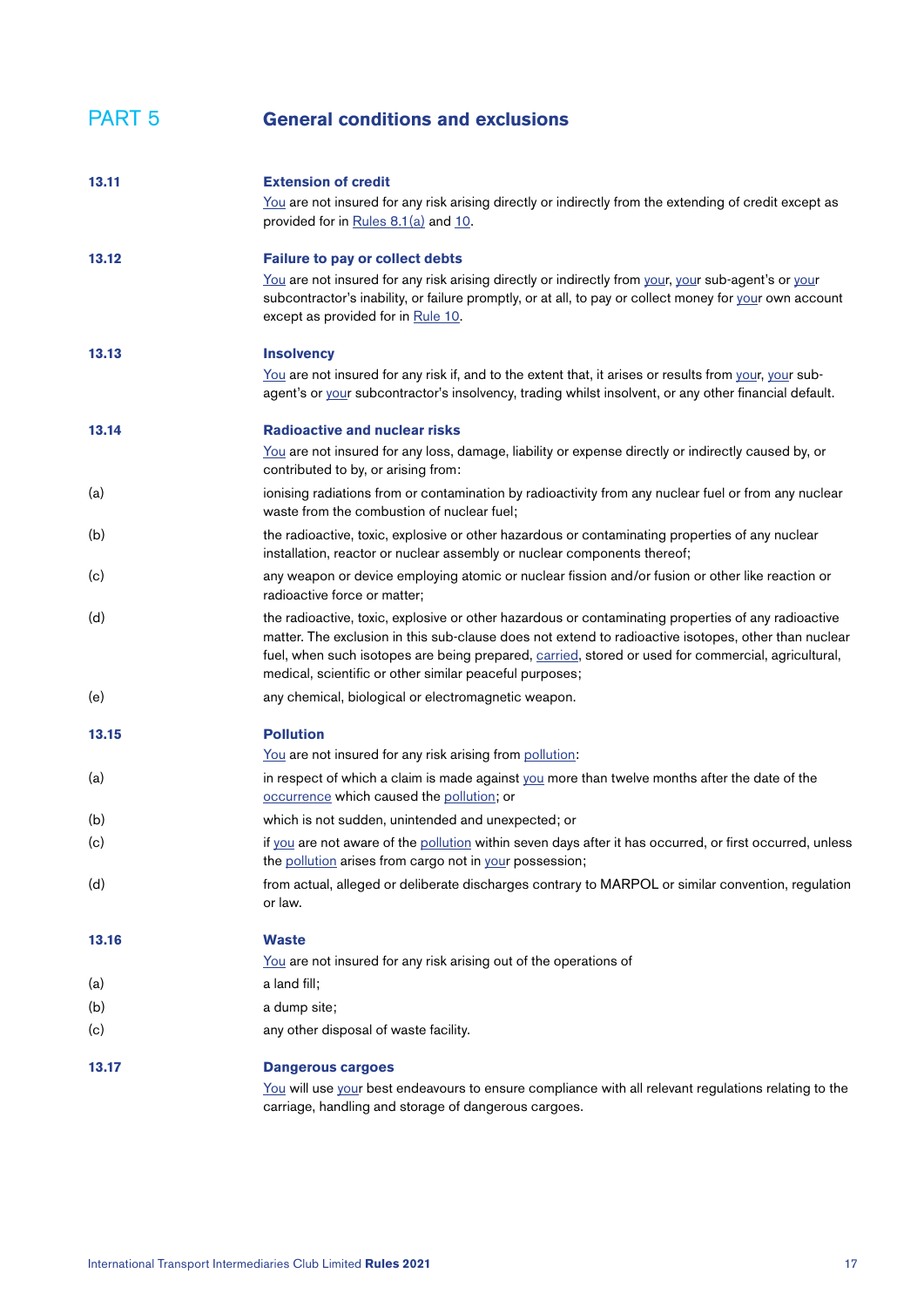# PART 5 General conditions and exclusions

**13.11 Extension of credit**

You are not insured for any risk arising directly or indirectly from the extending of credit except as provided for in Rules 8.1(a) and 10.

**13.12 Failure to pay or collect debts**

You are not insured for any risk arising directly or indirectly from your, your sub-agent's or your subcontractor's inability, or failure promptly, or at all, to pay or collect money for your own account except as provided for in Rule 10.

**13.13 Insolvency**

You are not insured for any risk if, and to the extent that, it arises or results from your, your sub-agent's or your subcontractor's insolvency, trading whilst insolvent, or any other financial default.

**13.14 Radioactive and nuclear risks**

You are not insured for any loss, damage, liability or expense directly or indirectly caused by, or contributed to by, or arising from:

(a) ionising radiations from or contamination by radioactivity from any nuclear fuel or from any nuclear waste from the combustion of nuclear fuel;

(b) the radioactive, toxic, explosive or other hazardous or contaminating properties of any nuclear installation, reactor or nuclear assembly or nuclear components thereof;

(c) any weapon or device employing atomic or nuclear fission and/or fusion or other like reaction or radioactive force or matter;

(d) the radioactive, toxic, explosive or other hazardous or contaminating properties of any radioactive matter. The exclusion in this sub-clause does not extend to radioactive isotopes, other than nuclear fuel, when such isotopes are being prepared, carried, stored or used for commercial, agricultural, medical, scientific or other similar peaceful purposes;

(e) any chemical, biological or electromagnetic weapon.

**13.15 Pollution**

You are not insured for any risk arising from pollution:

(a) in respect of which a claim is made against you more than twelve months after the date of the occurrence which caused the pollution; or

(b) which is not sudden, unintended and unexpected; or

(c) if you are not aware of the pollution within seven days after it has occurred, or first occurred, unless the pollution arises from cargo not in your possession;

(d) from actual, alleged or deliberate discharges contrary to MARPOL or similar convention, regulation or law.

**13.16 Waste**

You are not insured for any risk arising out of the operations of

(a) a land fill;

(b) a dump site;

(c) any other disposal of waste facility.

**13.17 Dangerous cargoes**

You will use your best endeavours to ensure compliance with all relevant regulations relating to the carriage, handling and storage of dangerous cargoes.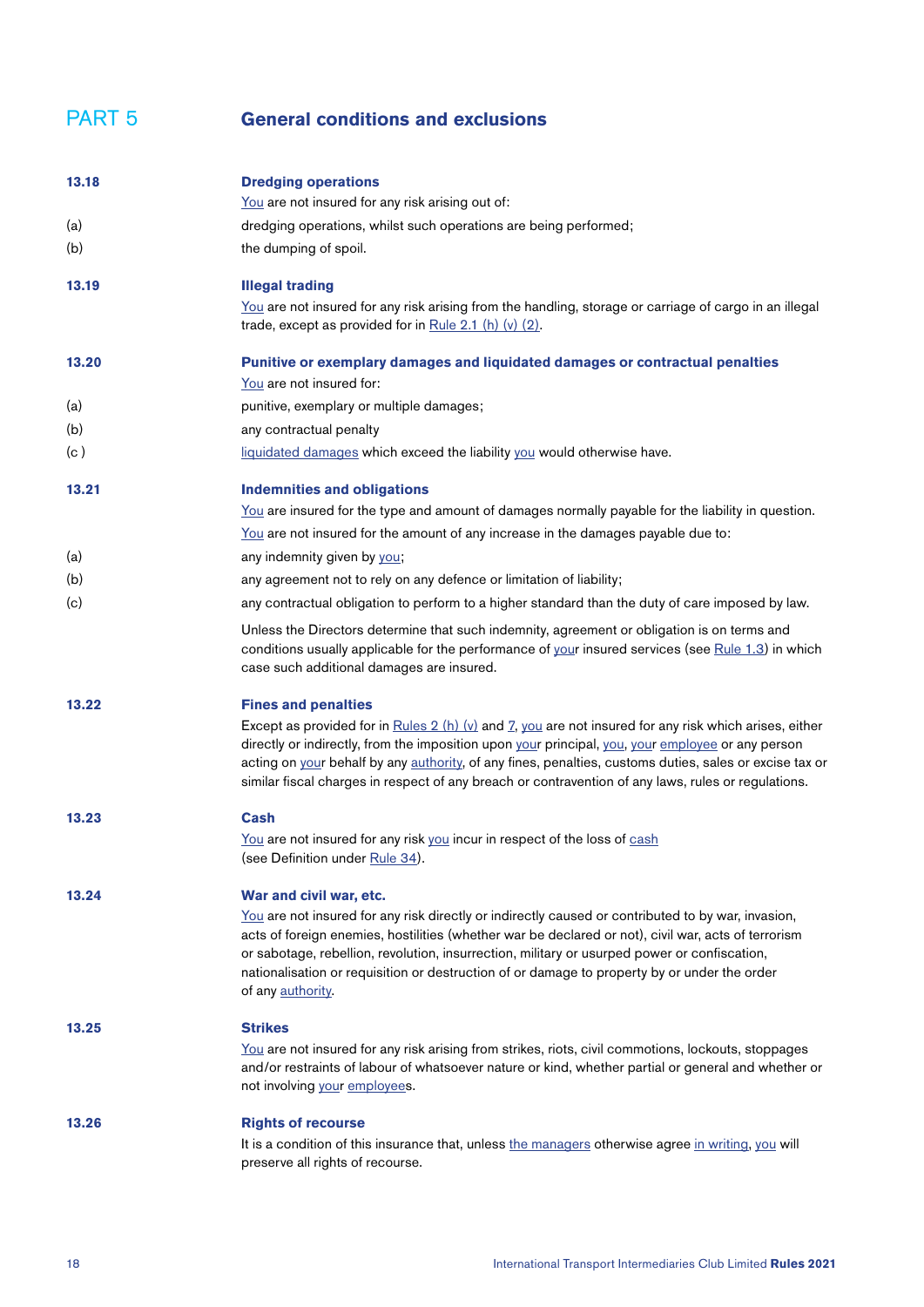# PART 5 General conditions and exclusions

**13.18 Dredging operations**

You are not insured for any risk arising out of:

(a) dredging operations, whilst such operations are being performed;

(b) the dumping of spoil.

**13.19 Illegal trading**

You are not insured for any risk arising from the handling, storage or carriage of cargo in an illegal trade, except as provided for in Rule 2.1 (h) (v) (2).

**13.20 Punitive or exemplary damages and liquidated damages or contractual penalties**

You are not insured for:

(a) punitive, exemplary or multiple damages;

(b) any contractual penalty

(c ) liquidated damages which exceed the liability you would otherwise have.

**13.21 Indemnities and obligations**

You are insured for the type and amount of damages normally payable for the liability in question.

You are not insured for the amount of any increase in the damages payable due to:

(a) any indemnity given by you;

(b) any agreement not to rely on any defence or limitation of liability;

(c) any contractual obligation to perform to a higher standard than the duty of care imposed by law.

Unless the Directors determine that such indemnity, agreement or obligation is on terms and conditions usually applicable for the performance of your insured services (see Rule 1.3) in which case such additional damages are insured.

**13.22 Fines and penalties**

Except as provided for in Rules 2 (h) (v) and 7, you are not insured for any risk which arises, either directly or indirectly, from the imposition upon your principal, you, your employee or any person acting on your behalf by any authority, of any fines, penalties, customs duties, sales or excise tax or similar fiscal charges in respect of any breach or contravention of any laws, rules or regulations.

**13.23 Cash**

You are not insured for any risk you incur in respect of the loss of cash (see Definition under Rule 34).

**13.24 War and civil war, etc.**

You are not insured for any risk directly or indirectly caused or contributed to by war, invasion, acts of foreign enemies, hostilities (whether war be declared or not), civil war, acts of terrorism or sabotage, rebellion, revolution, insurrection, military or usurped power or confiscation, nationalisation or requisition or destruction of or damage to property by or under the order of any authority.

**13.25 Strikes**

You are not insured for any risk arising from strikes, riots, civil commotions, lockouts, stoppages and/or restraints of labour of whatsoever nature or kind, whether partial or general and whether or not involving your employees.

**13.26 Rights of recourse**

It is a condition of this insurance that, unless the managers otherwise agree in writing, you will preserve all rights of recourse.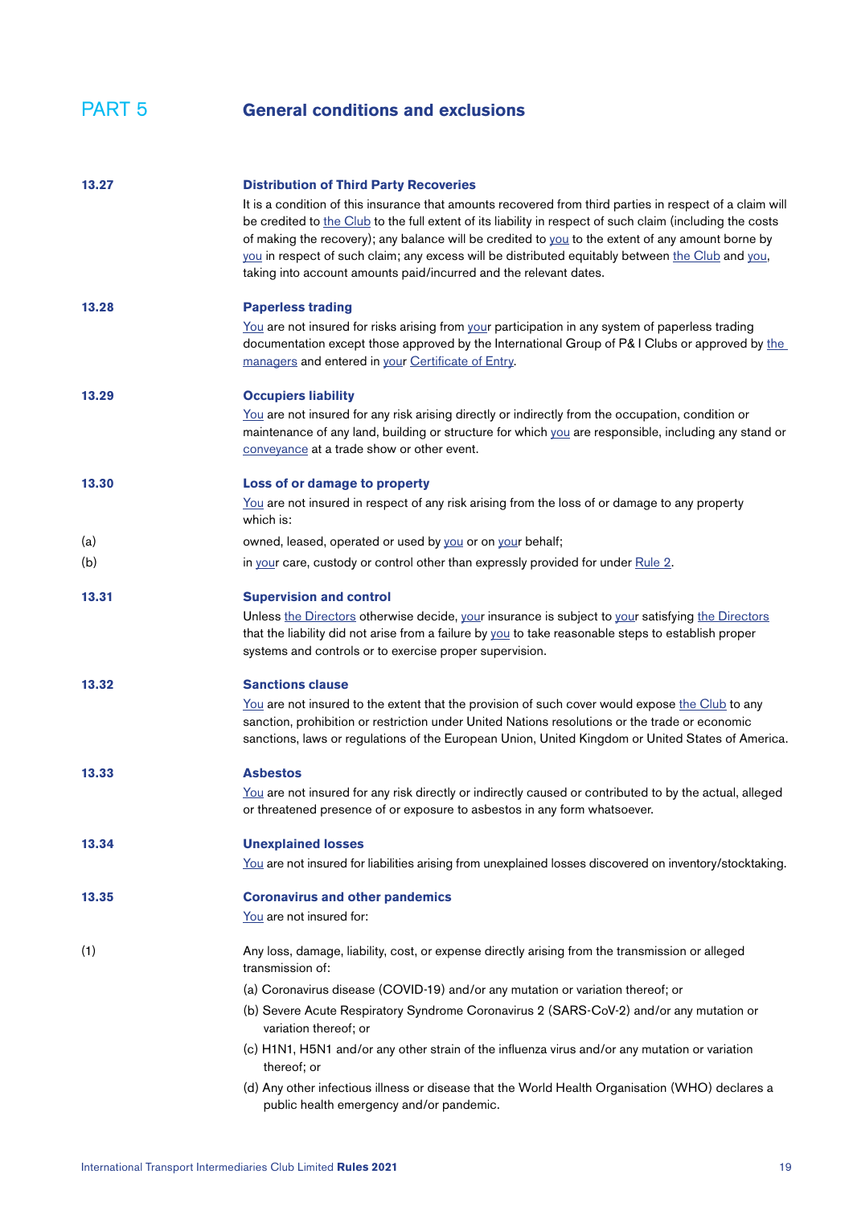# PART 5 General conditions and exclusions

### 13.27 Distribution of Third Party Recoveries

It is a condition of this insurance that amounts recovered from third parties in respect of a claim will be credited to the Club to the full extent of its liability in respect of such claim (including the costs of making the recovery); any balance will be credited to you to the extent of any amount borne by you in respect of such claim; any excess will be distributed equitably between the Club and you, taking into account amounts paid/incurred and the relevant dates.

### 13.28 Paperless trading

You are not insured for risks arising from your participation in any system of paperless trading documentation except those approved by the International Group of P& I Clubs or approved by the managers and entered in your Certificate of Entry.

### 13.29 Occupiers liability

You are not insured for any risk arising directly or indirectly from the occupation, condition or maintenance of any land, building or structure for which you are responsible, including any stand or conveyance at a trade show or other event.

### 13.30 Loss of or damage to property

You are not insured in respect of any risk arising from the loss of or damage to any property which is:

(a) owned, leased, operated or used by you or on your behalf;

(b) in your care, custody or control other than expressly provided for under Rule 2.

### 13.31 Supervision and control

Unless the Directors otherwise decide, your insurance is subject to your satisfying the Directors that the liability did not arise from a failure by you to take reasonable steps to establish proper systems and controls or to exercise proper supervision.

### 13.32 Sanctions clause

You are not insured to the extent that the provision of such cover would expose the Club to any sanction, prohibition or restriction under United Nations resolutions or the trade or economic sanctions, laws or regulations of the European Union, United Kingdom or United States of America.

### 13.33 Asbestos

You are not insured for any risk directly or indirectly caused or contributed to by the actual, alleged or threatened presence of or exposure to asbestos in any form whatsoever.

### 13.34 Unexplained losses

You are not insured for liabilities arising from unexplained losses discovered on inventory/stocktaking.

### 13.35 Coronavirus and other pandemics

You are not insured for:

(1) Any loss, damage, liability, cost, or expense directly arising from the transmission or alleged transmission of:

- (a) Coronavirus disease (COVID-19) and/or any mutation or variation thereof; or
- (b) Severe Acute Respiratory Syndrome Coronavirus 2 (SARS-CoV-2) and/or any mutation or variation thereof; or
- (c) H1N1, H5N1 and/or any other strain of the influenza virus and/or any mutation or variation thereof; or
- (d) Any other infectious illness or disease that the World Health Organisation (WHO) declares a public health emergency and/or pandemic.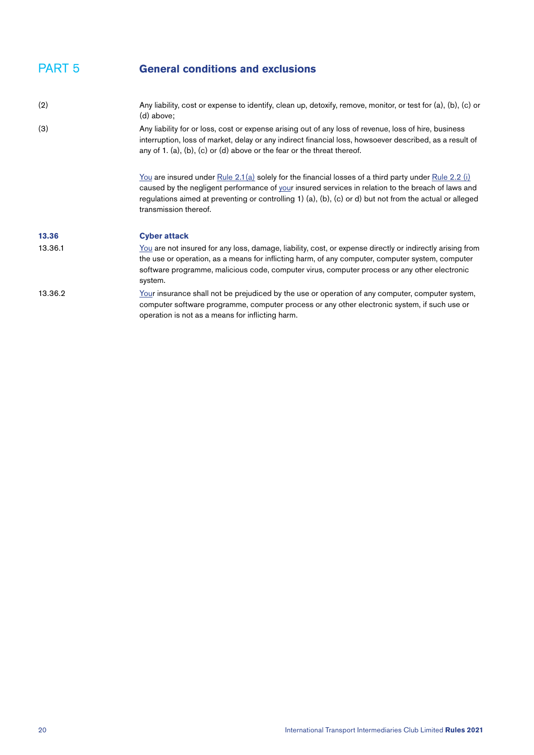# PART 5 General conditions and exclusions

(2) Any liability, cost or expense to identify, clean up, detoxify, remove, monitor, or test for (a), (b), (c) or (d) above;

(3) Any liability for or loss, cost or expense arising out of any loss of revenue, loss of hire, business interruption, loss of market, delay or any indirect financial loss, howsoever described, as a result of any of 1. (a), (b), (c) or (d) above or the fear or the threat thereof.

You are insured under Rule 2.1(a) solely for the financial losses of a third party under Rule 2.2 (i) caused by the negligent performance of your insured services in relation to the breach of laws and regulations aimed at preventing or controlling 1) (a), (b), (c) or d) but not from the actual or alleged transmission thereof.

## 13.36 Cyber attack

13.36.1 You are not insured for any loss, damage, liability, cost, or expense directly or indirectly arising from the use or operation, as a means for inflicting harm, of any computer, computer system, computer software programme, malicious code, computer virus, computer process or any other electronic system.

13.36.2 Your insurance shall not be prejudiced by the use or operation of any computer, computer system, computer software programme, computer process or any other electronic system, if such use or operation is not as a means for inflicting harm.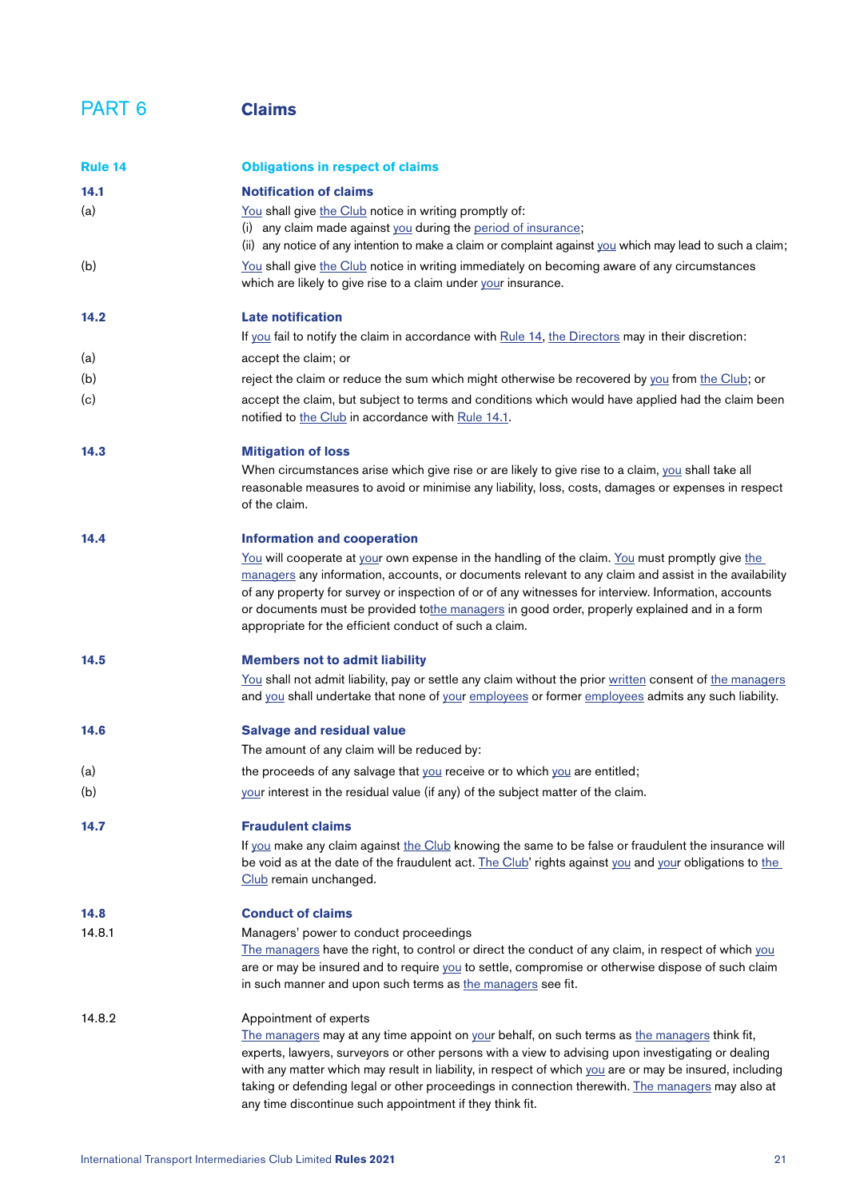# PART 6 Claims

## Rule 14 Obligations in respect of claims

### 14.1 Notification of claims

(a) You shall give the Club notice in writing promptly of:

(i) any claim made against you during the period of insurance;

(ii) any notice of any intention to make a claim or complaint against you which may lead to such a claim;

(b) You shall give the Club notice in writing immediately on becoming aware of any circumstances which are likely to give rise to a claim under your insurance.

### 14.2 Late notification

If you fail to notify the claim in accordance with Rule 14, the Directors may in their discretion:

(a) accept the claim; or

(b) reject the claim or reduce the sum which might otherwise be recovered by you from the Club; or

(c) accept the claim, but subject to terms and conditions which would have applied had the claim been notified to the Club in accordance with Rule 14.1.

### 14.3 Mitigation of loss

When circumstances arise which give rise or are likely to give rise to a claim, you shall take all reasonable measures to avoid or minimise any liability, loss, costs, damages or expenses in respect of the claim.

### 14.4 Information and cooperation

You will cooperate at your own expense in the handling of the claim. You must promptly give the managers any information, accounts, or documents relevant to any claim and assist in the availability of any property for survey or inspection of or of any witnesses for interview. Information, accounts or documents must be provided tothe managers in good order, properly explained and in a form appropriate for the efficient conduct of such a claim.

### 14.5 Members not to admit liability

You shall not admit liability, pay or settle any claim without the prior written consent of the managers and you shall undertake that none of your employees or former employees admits any such liability.

### 14.6 Salvage and residual value

The amount of any claim will be reduced by:

(a) the proceeds of any salvage that you receive or to which you are entitled;

(b) your interest in the residual value (if any) of the subject matter of the claim.

### 14.7 Fraudulent claims

If you make any claim against the Club knowing the same to be false or fraudulent the insurance will be void as at the date of the fraudulent act. The Club' rights against you and your obligations to the Club remain unchanged.

### 14.8 Conduct of claims

14.8.1 Managers' power to conduct proceedings

The managers have the right, to control or direct the conduct of any claim, in respect of which you are or may be insured and to require you to settle, compromise or otherwise dispose of such claim in such manner and upon such terms as the managers see fit.

14.8.2 Appointment of experts

The managers may at any time appoint on your behalf, on such terms as the managers think fit, experts, lawyers, surveyors or other persons with a view to advising upon investigating or dealing with any matter which may result in liability, in respect of which you are or may be insured, including taking or defending legal or other proceedings in connection therewith. The managers may also at any time discontinue such appointment if they think fit.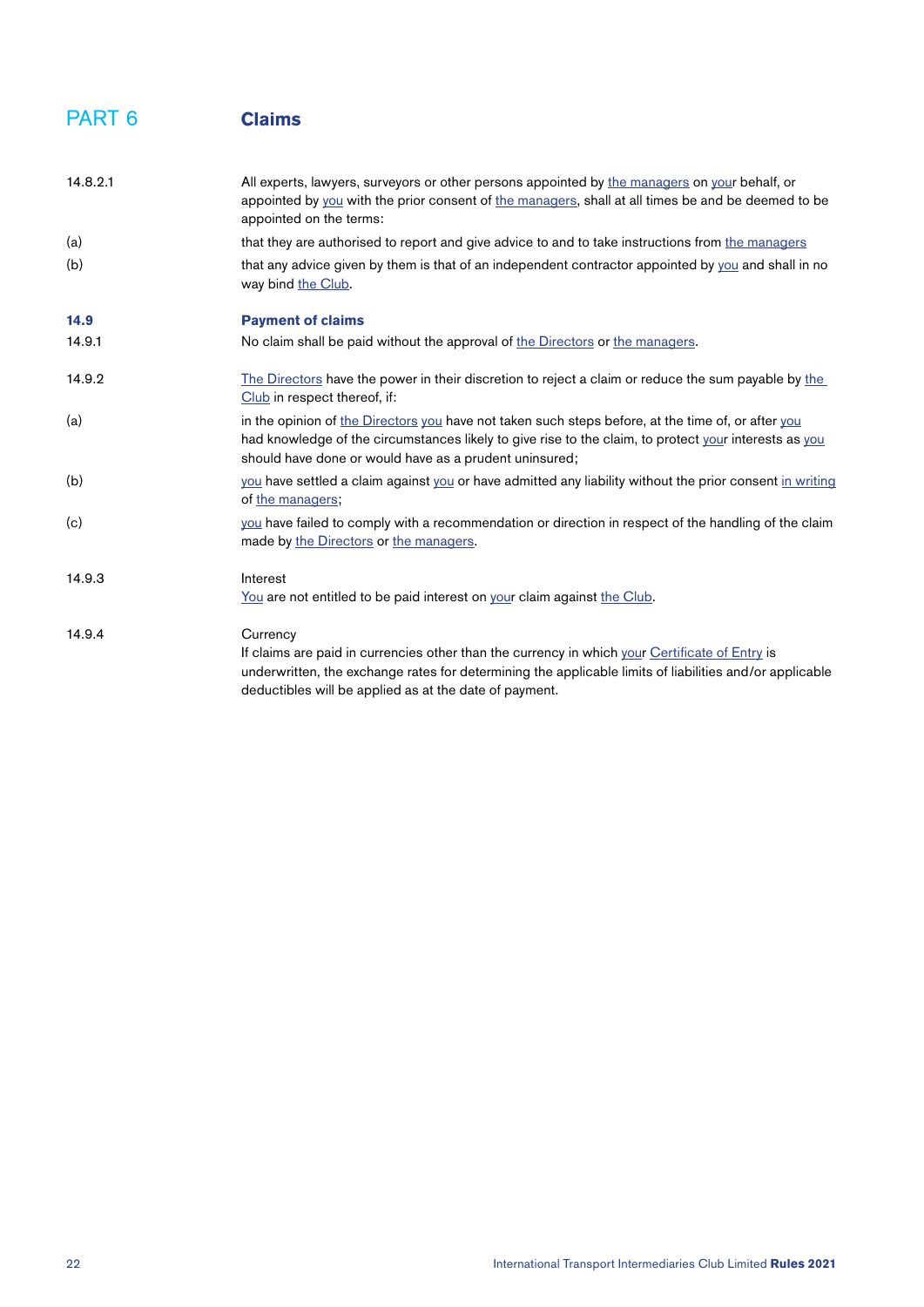# PART 6 Claims

**14.8.2.1** All experts, lawyers, surveyors or other persons appointed by the managers on your behalf, or appointed by you with the prior consent of the managers, shall at all times be and be deemed to be appointed on the terms:

(a) that they are authorised to report and give advice to and to take instructions from the managers

(b) that any advice given by them is that of an independent contractor appointed by you and shall in no way bind the Club.

## 14.9 Payment of claims

**14.9.1** No claim shall be paid without the approval of the Directors or the managers.

**14.9.2** The Directors have the power in their discretion to reject a claim or reduce the sum payable by the Club in respect thereof, if:

(a) in the opinion of the Directors you have not taken such steps before, at the time of, or after you had knowledge of the circumstances likely to give rise to the claim, to protect your interests as you should have done or would have as a prudent uninsured;

(b) you have settled a claim against you or have admitted any liability without the prior consent in writing of the managers;

(c) you have failed to comply with a recommendation or direction in respect of the handling of the claim made by the Directors or the managers.

**14.9.3** Interest
You are not entitled to be paid interest on your claim against the Club.

**14.9.4** Currency
If claims are paid in currencies other than the currency in which your Certificate of Entry is underwritten, the exchange rates for determining the applicable limits of liabilities and/or applicable deductibles will be applied as at the date of payment.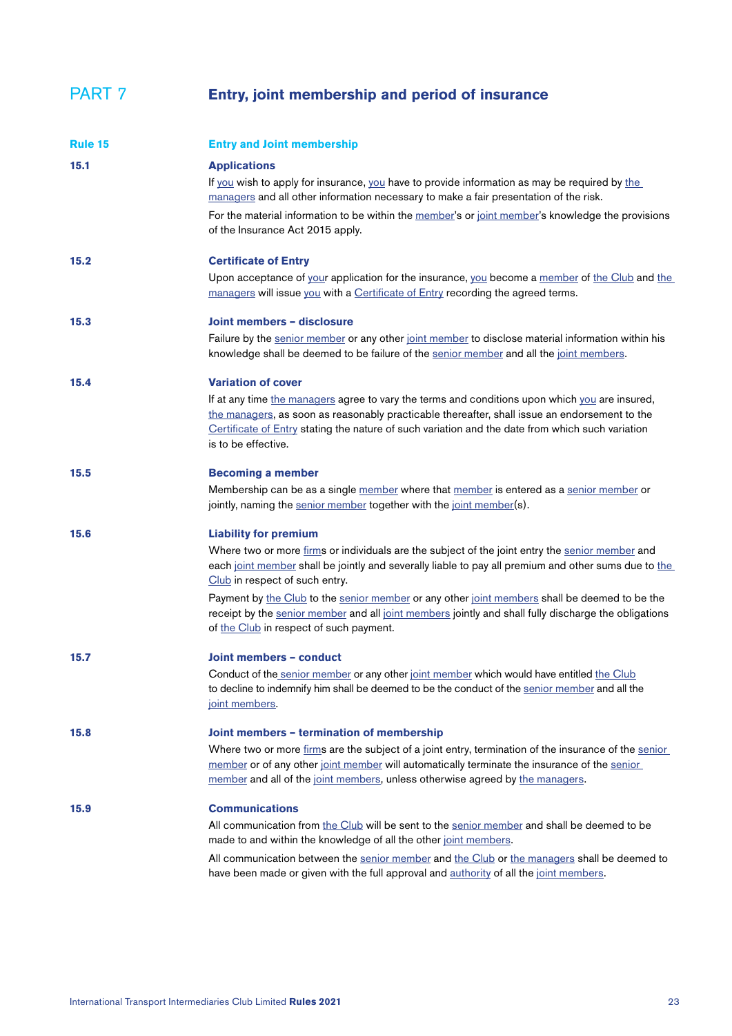# PART 7 Entry, joint membership and period of insurance

## Rule 15 Entry and Joint membership

### 15.1 Applications

If you wish to apply for insurance, you have to provide information as may be required by the managers and all other information necessary to make a fair presentation of the risk.

For the material information to be within the member's or joint member's knowledge the provisions of the Insurance Act 2015 apply.

### 15.2 Certificate of Entry

Upon acceptance of your application for the insurance, you become a member of the Club and the managers will issue you with a Certificate of Entry recording the agreed terms.

### 15.3 Joint members – disclosure

Failure by the senior member or any other joint member to disclose material information within his knowledge shall be deemed to be failure of the senior member and all the joint members.

### 15.4 Variation of cover

If at any time the managers agree to vary the terms and conditions upon which you are insured, the managers, as soon as reasonably practicable thereafter, shall issue an endorsement to the Certificate of Entry stating the nature of such variation and the date from which such variation is to be effective.

### 15.5 Becoming a member

Membership can be as a single member where that member is entered as a senior member or jointly, naming the senior member together with the joint member(s).

### 15.6 Liability for premium

Where two or more firms or individuals are the subject of the joint entry the senior member and each joint member shall be jointly and severally liable to pay all premium and other sums due to the Club in respect of such entry.

Payment by the Club to the senior member or any other joint members shall be deemed to be the receipt by the senior member and all joint members jointly and shall fully discharge the obligations of the Club in respect of such payment.

### 15.7 Joint members – conduct

Conduct of the senior member or any other joint member which would have entitled the Club to decline to indemnify him shall be deemed to be the conduct of the senior member and all the joint members.

### 15.8 Joint members – termination of membership

Where two or more firms are the subject of a joint entry, termination of the insurance of the senior member or of any other joint member will automatically terminate the insurance of the senior member and all of the joint members, unless otherwise agreed by the managers.

### 15.9 Communications

All communication from the Club will be sent to the senior member and shall be deemed to be made to and within the knowledge of all the other joint members.

All communication between the senior member and the Club or the managers shall be deemed to have been made or given with the full approval and authority of all the joint members.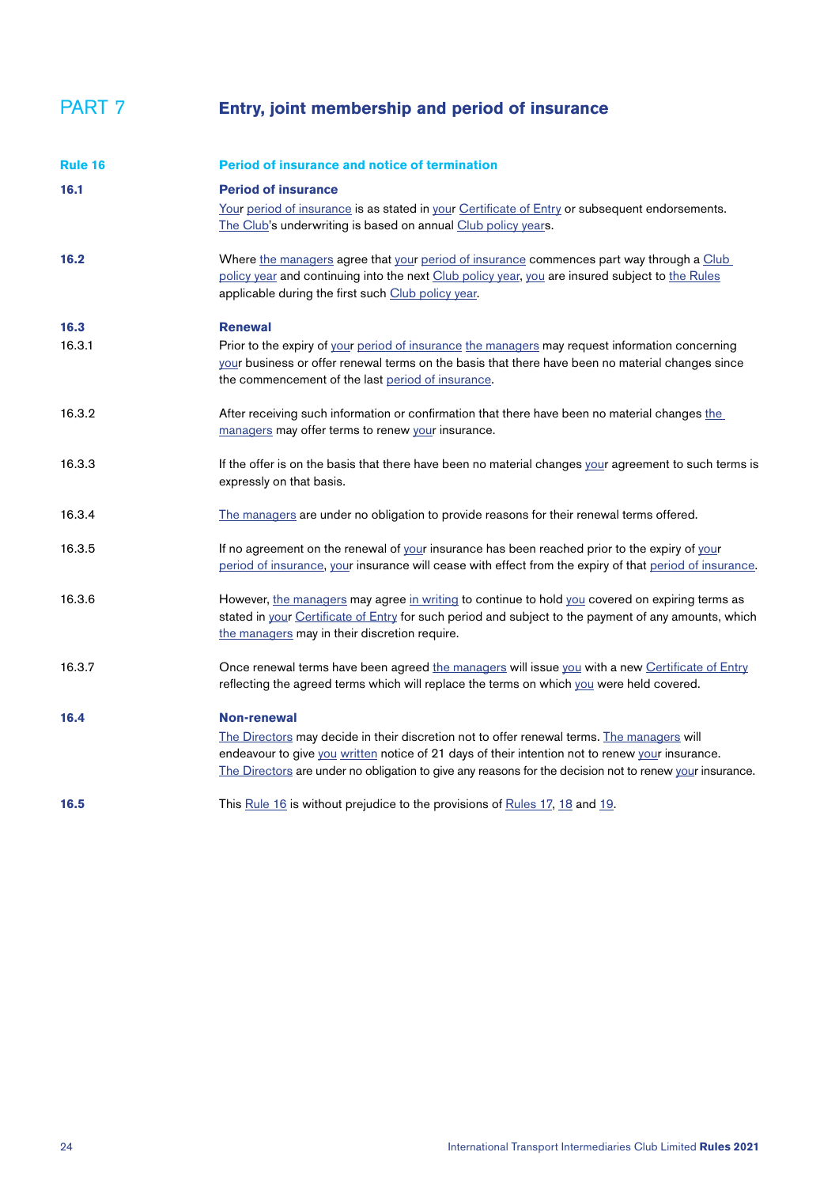# PART 7 Entry, joint membership and period of insurance

## Rule 16 Period of insurance and notice of termination

**16.1 Period of insurance**

Your period of insurance is as stated in your Certificate of Entry or subsequent endorsements. The Club's underwriting is based on annual Club policy years.

**16.2** Where the managers agree that your period of insurance commences part way through a Club policy year and continuing into the next Club policy year, you are insured subject to the Rules applicable during the first such Club policy year.

**16.3 Renewal**

16.3.1 Prior to the expiry of your period of insurance the managers may request information concerning your business or offer renewal terms on the basis that there have been no material changes since the commencement of the last period of insurance.

16.3.2 After receiving such information or confirmation that there have been no material changes the managers may offer terms to renew your insurance.

16.3.3 If the offer is on the basis that there have been no material changes your agreement to such terms is expressly on that basis.

16.3.4 The managers are under no obligation to provide reasons for their renewal terms offered.

16.3.5 If no agreement on the renewal of your insurance has been reached prior to the expiry of your period of insurance, your insurance will cease with effect from the expiry of that period of insurance.

16.3.6 However, the managers may agree in writing to continue to hold you covered on expiring terms as stated in your Certificate of Entry for such period and subject to the payment of any amounts, which the managers may in their discretion require.

16.3.7 Once renewal terms have been agreed the managers will issue you with a new Certificate of Entry reflecting the agreed terms which will replace the terms on which you were held covered.

**16.4 Non-renewal**

The Directors may decide in their discretion not to offer renewal terms. The managers will endeavour to give you written notice of 21 days of their intention not to renew your insurance. The Directors are under no obligation to give any reasons for the decision not to renew your insurance.

**16.5** This Rule 16 is without prejudice to the provisions of Rules 17, 18 and 19.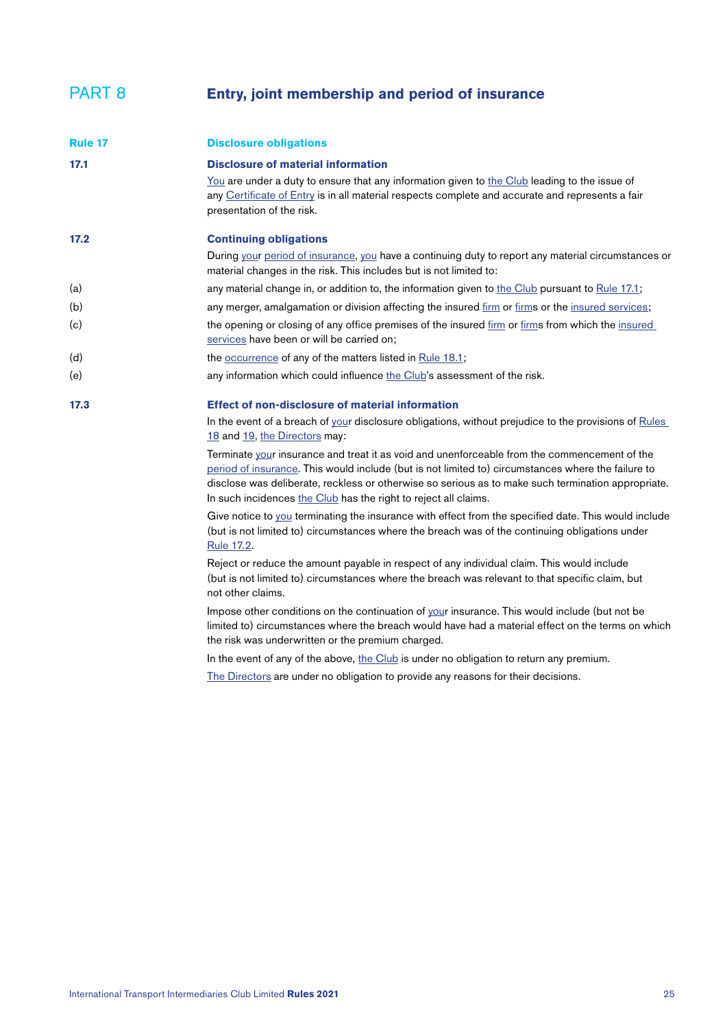# PART 8 Entry, joint membership and period of insurance

## Rule 17 Disclosure obligations

### 17.1 Disclosure of material information

You are under a duty to ensure that any information given to the Club leading to the issue of any Certificate of Entry is in all material respects complete and accurate and represents a fair presentation of the risk.

### 17.2 Continuing obligations

During your period of insurance, you have a continuing duty to report any material circumstances or material changes in the risk. This includes but is not limited to:

(a) any material change in, or addition to, the information given to the Club pursuant to Rule 17.1;

(b) any merger, amalgamation or division affecting the insured firm or firms or the insured services;

(c) the opening or closing of any office premises of the insured firm or firms from which the insured services have been or will be carried on;

(d) the occurrence of any of the matters listed in Rule 18.1;

(e) any information which could influence the Club's assessment of the risk.

### 17.3 Effect of non-disclosure of material information

In the event of a breach of your disclosure obligations, without prejudice to the provisions of Rules 18 and 19, the Directors may:

Terminate your insurance and treat it as void and unenforceable from the commencement of the period of insurance. This would include (but is not limited to) circumstances where the failure to disclose was deliberate, reckless or otherwise so serious as to make such termination appropriate. In such incidences the Club has the right to reject all claims.

Give notice to you terminating the insurance with effect from the specified date. This would include (but is not limited to) circumstances where the breach was of the continuing obligations under Rule 17.2.

Reject or reduce the amount payable in respect of any individual claim. This would include (but is not limited to) circumstances where the breach was relevant to that specific claim, but not other claims.

Impose other conditions on the continuation of your insurance. This would include (but not be limited to) circumstances where the breach would have had a material effect on the terms on which the risk was underwritten or the premium charged.

In the event of any of the above, the Club is under no obligation to return any premium.

The Directors are under no obligation to provide any reasons for their decisions.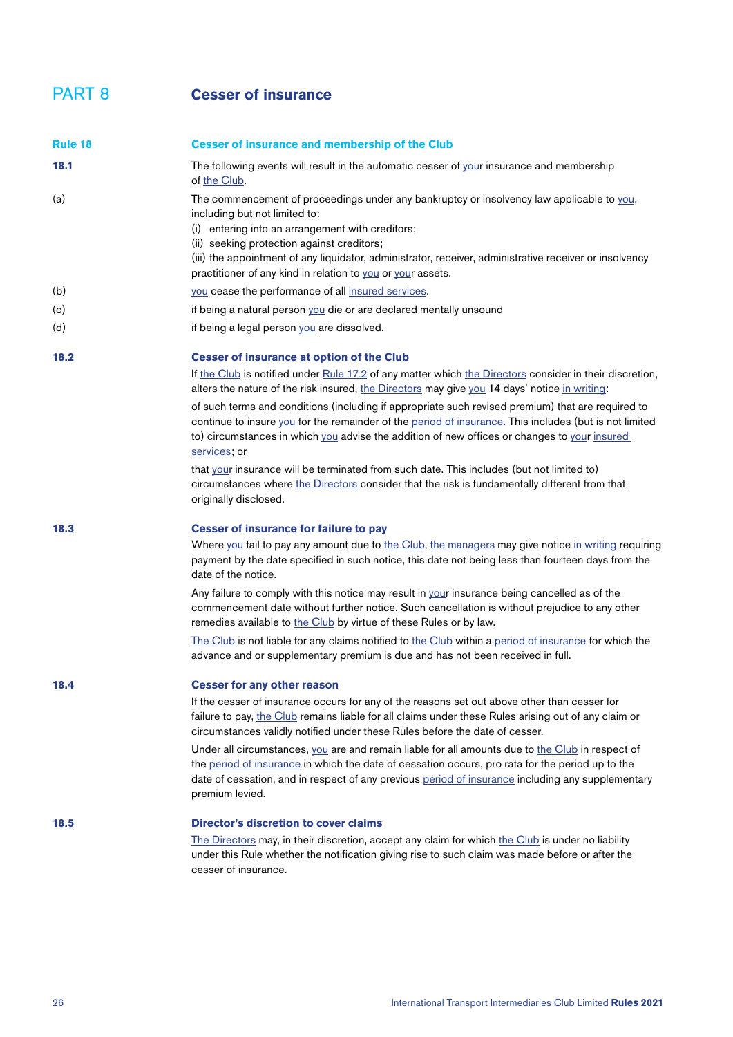# PART 8 Cesser of insurance

## Rule 18 Cesser of insurance and membership of the Club

**18.1** The following events will result in the automatic cesser of your insurance and membership of the Club.

(a) The commencement of proceedings under any bankruptcy or insolvency law applicable to you, including but not limited to:

(i) entering into an arrangement with creditors;

(ii) seeking protection against creditors;

(iii) the appointment of any liquidator, administrator, receiver, administrative receiver or insolvency practitioner of any kind in relation to you or your assets.

(b) you cease the performance of all insured services.

(c) if being a natural person you die or are declared mentally unsound

(d) if being a legal person you are dissolved.

### 18.2 Cesser of insurance at option of the Club

If the Club is notified under Rule 17.2 of any matter which the Directors consider in their discretion, alters the nature of the risk insured, the Directors may give you 14 days' notice in writing:

of such terms and conditions (including if appropriate such revised premium) that are required to continue to insure you for the remainder of the period of insurance. This includes (but is not limited to) circumstances in which you advise the addition of new offices or changes to your insured services; or

that your insurance will be terminated from such date. This includes (but not limited to) circumstances where the Directors consider that the risk is fundamentally different from that originally disclosed.

### 18.3 Cesser of insurance for failure to pay

Where you fail to pay any amount due to the Club, the managers may give notice in writing requiring payment by the date specified in such notice, this date not being less than fourteen days from the date of the notice.

Any failure to comply with this notice may result in your insurance being cancelled as of the commencement date without further notice. Such cancellation is without prejudice to any other remedies available to the Club by virtue of these Rules or by law.

The Club is not liable for any claims notified to the Club within a period of insurance for which the advance and or supplementary premium is due and has not been received in full.

### 18.4 Cesser for any other reason

If the cesser of insurance occurs for any of the reasons set out above other than cesser for failure to pay, the Club remains liable for all claims under these Rules arising out of any claim or circumstances validly notified under these Rules before the date of cesser.

Under all circumstances, you are and remain liable for all amounts due to the Club in respect of the period of insurance in which the date of cessation occurs, pro rata for the period up to the date of cessation, and in respect of any previous period of insurance including any supplementary premium levied.

### 18.5 Director's discretion to cover claims

The Directors may, in their discretion, accept any claim for which the Club is under no liability under this Rule whether the notification giving rise to such claim was made before or after the cesser of insurance.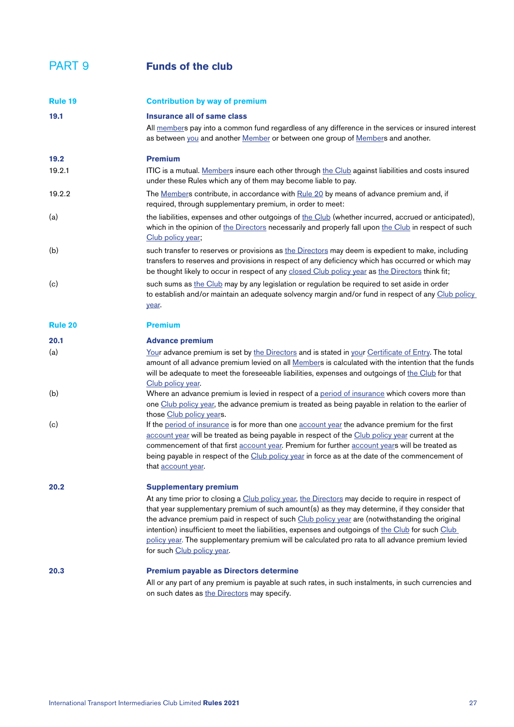# PART 9 Funds of the club

## Rule 19 Contribution by way of premium

### 19.1 Insurance all of same class

All members pay into a common fund regardless of any difference in the services or insured interest as between you and another Member or between one group of Members and another.

### 19.2 Premium

19.2.1 ITIC is a mutual. Members insure each other through the Club against liabilities and costs insured under these Rules which any of them may become liable to pay.

19.2.2 The Members contribute, in accordance with Rule 20 by means of advance premium and, if required, through supplementary premium, in order to meet:

(a) the liabilities, expenses and other outgoings of the Club (whether incurred, accrued or anticipated), which in the opinion of the Directors necessarily and properly fall upon the Club in respect of such Club policy year;

(b) such transfer to reserves or provisions as the Directors may deem is expedient to make, including transfers to reserves and provisions in respect of any deficiency which has occurred or which may be thought likely to occur in respect of any closed Club policy year as the Directors think fit;

(c) such sums as the Club may by any legislation or regulation be required to set aside in order to establish and/or maintain an adequate solvency margin and/or fund in respect of any Club policy year.

## Rule 20 Premium

### 20.1 Advance premium

(a) Your advance premium is set by the Directors and is stated in your Certificate of Entry. The total amount of all advance premium levied on all Members is calculated with the intention that the funds will be adequate to meet the foreseeable liabilities, expenses and outgoings of the Club for that Club policy year.

(b) Where an advance premium is levied in respect of a period of insurance which covers more than one Club policy year, the advance premium is treated as being payable in relation to the earlier of those Club policy years.

(c) If the period of insurance is for more than one account year the advance premium for the first account year will be treated as being payable in respect of the Club policy year current at the commencement of that first account year. Premium for further account years will be treated as being payable in respect of the Club policy year in force as at the date of the commencement of that account year.

### 20.2 Supplementary premium

At any time prior to closing a Club policy year, the Directors may decide to require in respect of that year supplementary premium of such amount(s) as they may determine, if they consider that the advance premium paid in respect of such Club policy year are (notwithstanding the original intention) insufficient to meet the liabilities, expenses and outgoings of the Club for such Club policy year. The supplementary premium will be calculated pro rata to all advance premium levied for such Club policy year.

### 20.3 Premium payable as Directors determine

All or any part of any premium is payable at such rates, in such instalments, in such currencies and on such dates as the Directors may specify.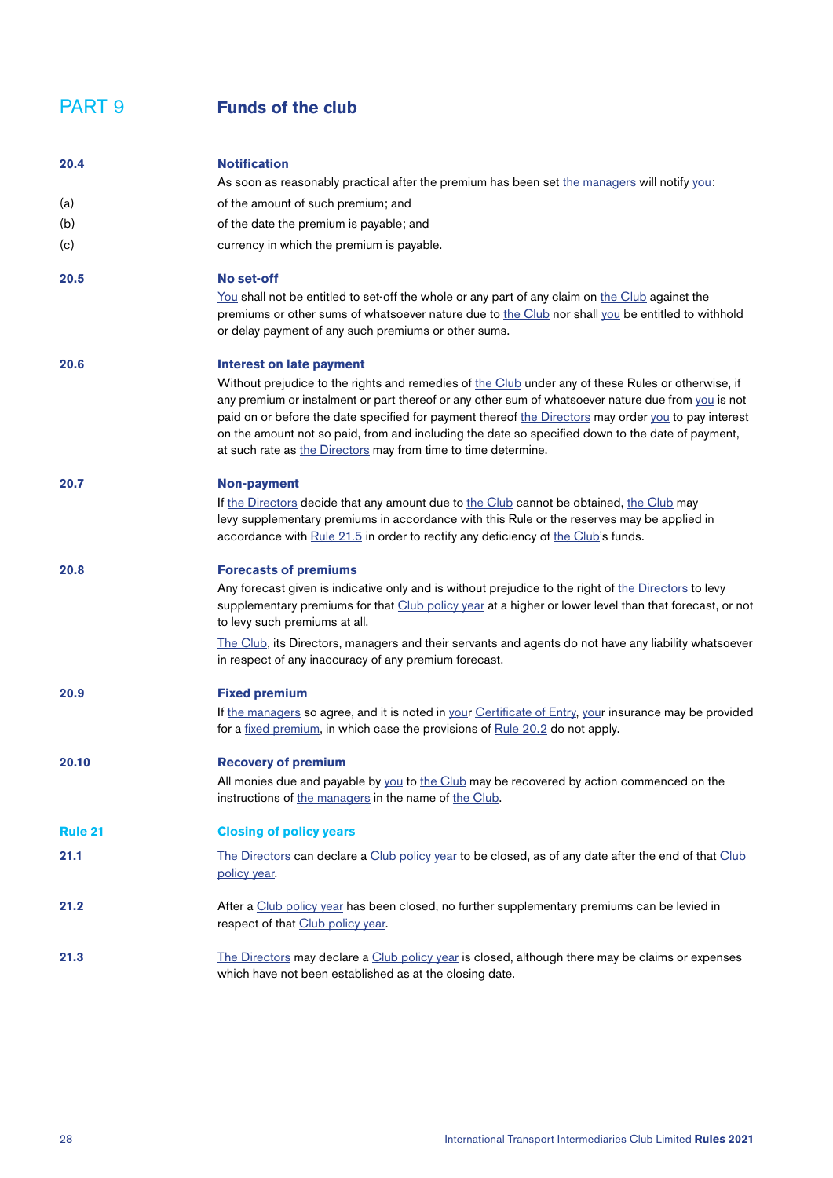# PART 9 Funds of the club

**20.4 Notification**

As soon as reasonably practical after the premium has been set the managers will notify you:

(a) of the amount of such premium; and

(b) of the date the premium is payable; and

(c) currency in which the premium is payable.

**20.5 No set-off**

You shall not be entitled to set-off the whole or any part of any claim on the Club against the premiums or other sums of whatsoever nature due to the Club nor shall you be entitled to withhold or delay payment of any such premiums or other sums.

**20.6 Interest on late payment**

Without prejudice to the rights and remedies of the Club under any of these Rules or otherwise, if any premium or instalment or part thereof or any other sum of whatsoever nature due from you is not paid on or before the date specified for payment thereof the Directors may order you to pay interest on the amount not so paid, from and including the date so specified down to the date of payment, at such rate as the Directors may from time to time determine.

**20.7 Non-payment**

If the Directors decide that any amount due to the Club cannot be obtained, the Club may levy supplementary premiums in accordance with this Rule or the reserves may be applied in accordance with Rule 21.5 in order to rectify any deficiency of the Club's funds.

**20.8 Forecasts of premiums**

Any forecast given is indicative only and is without prejudice to the right of the Directors to levy supplementary premiums for that Club policy year at a higher or lower level than that forecast, or not to levy such premiums at all.

The Club, its Directors, managers and their servants and agents do not have any liability whatsoever in respect of any inaccuracy of any premium forecast.

**20.9 Fixed premium**

If the managers so agree, and it is noted in your Certificate of Entry, your insurance may be provided for a fixed premium, in which case the provisions of Rule 20.2 do not apply.

**20.10 Recovery of premium**

All monies due and payable by you to the Club may be recovered by action commenced on the instructions of the managers in the name of the Club.

## Rule 21 Closing of policy years

**21.1** The Directors can declare a Club policy year to be closed, as of any date after the end of that Club policy year.

**21.2** After a Club policy year has been closed, no further supplementary premiums can be levied in respect of that Club policy year.

**21.3** The Directors may declare a Club policy year is closed, although there may be claims or expenses which have not been established as at the closing date.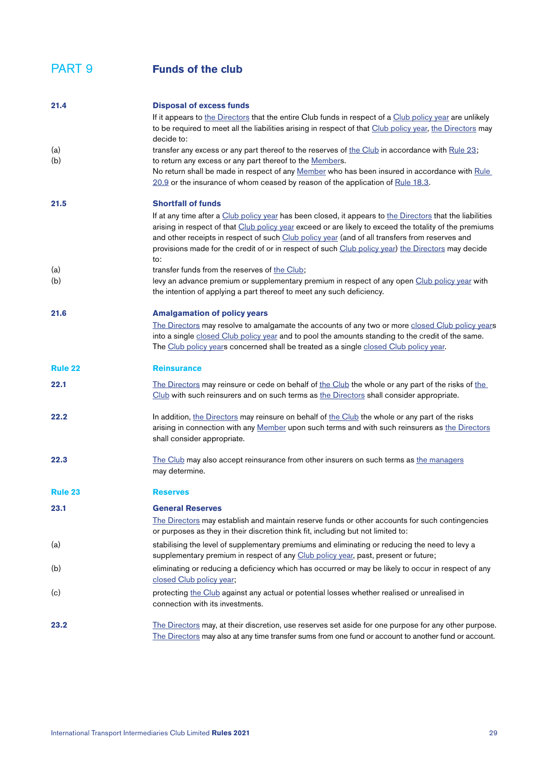# PART 9 Funds of the club

**21.4 Disposal of excess funds**

If it appears to the Directors that the entire Club funds in respect of a Club policy year are unlikely to be required to meet all the liabilities arising in respect of that Club policy year, the Directors may decide to:

(a) transfer any excess or any part thereof to the reserves of the Club in accordance with Rule 23;

(b) to return any excess or any part thereof to the Members.

No return shall be made in respect of any Member who has been insured in accordance with Rule 20.9 or the insurance of whom ceased by reason of the application of Rule 18.3.

**21.5 Shortfall of funds**

If at any time after a Club policy year has been closed, it appears to the Directors that the liabilities arising in respect of that Club policy year exceed or are likely to exceed the totality of the premiums and other receipts in respect of such Club policy year (and of all transfers from reserves and provisions made for the credit of or in respect of such Club policy year) the Directors may decide to:

(a) transfer funds from the reserves of the Club;

(b) levy an advance premium or supplementary premium in respect of any open Club policy year with the intention of applying a part thereof to meet any such deficiency.

**21.6 Amalgamation of policy years**

The Directors may resolve to amalgamate the accounts of any two or more closed Club policy years into a single closed Club policy year and to pool the amounts standing to the credit of the same. The Club policy years concerned shall be treated as a single closed Club policy year.

## Rule 22 Reinsurance

**22.1** The Directors may reinsure or cede on behalf of the Club the whole or any part of the risks of the Club with such reinsurers and on such terms as the Directors shall consider appropriate.

**22.2** In addition, the Directors may reinsure on behalf of the Club the whole or any part of the risks arising in connection with any Member upon such terms and with such reinsurers as the Directors shall consider appropriate.

**22.3** The Club may also accept reinsurance from other insurers on such terms as the managers may determine.

## Rule 23 Reserves

**23.1 General Reserves**

The Directors may establish and maintain reserve funds or other accounts for such contingencies or purposes as they in their discretion think fit, including but not limited to:

(a) stabilising the level of supplementary premiums and eliminating or reducing the need to levy a supplementary premium in respect of any Club policy year, past, present or future;

(b) eliminating or reducing a deficiency which has occurred or may be likely to occur in respect of any closed Club policy year;

(c) protecting the Club against any actual or potential losses whether realised or unrealised in connection with its investments.

**23.2** The Directors may, at their discretion, use reserves set aside for one purpose for any other purpose. The Directors may also at any time transfer sums from one fund or account to another fund or account.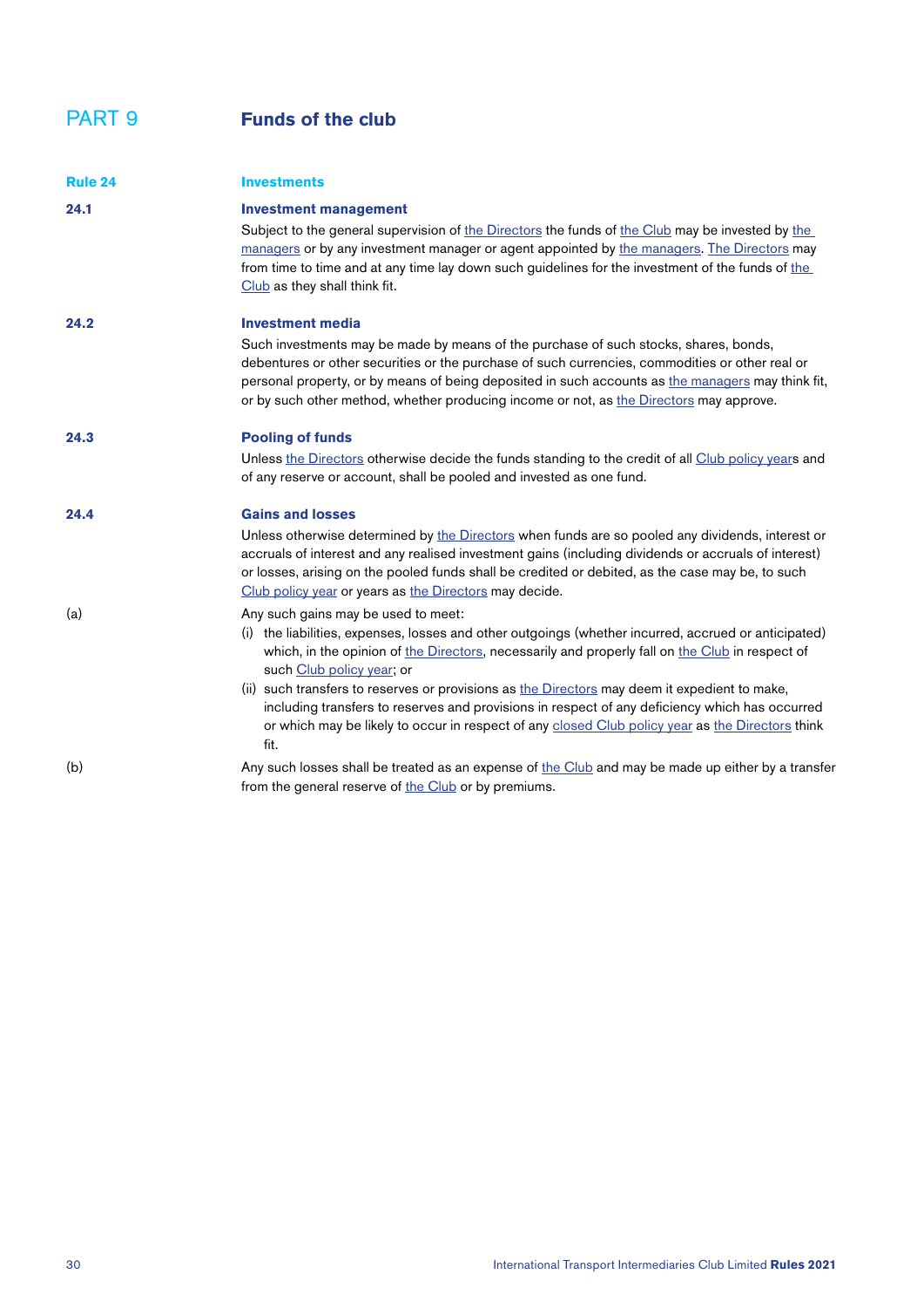# PART 9 Funds of the club

## Rule 24 Investments

### 24.1 Investment management

Subject to the general supervision of the Directors the funds of the Club may be invested by the managers or by any investment manager or agent appointed by the managers. The Directors may from time to time and at any time lay down such guidelines for the investment of the funds of the Club as they shall think fit.

### 24.2 Investment media

Such investments may be made by means of the purchase of such stocks, shares, bonds, debentures or other securities or the purchase of such currencies, commodities or other real or personal property, or by means of being deposited in such accounts as the managers may think fit, or by such other method, whether producing income or not, as the Directors may approve.

### 24.3 Pooling of funds

Unless the Directors otherwise decide the funds standing to the credit of all Club policy years and of any reserve or account, shall be pooled and invested as one fund.

### 24.4 Gains and losses

Unless otherwise determined by the Directors when funds are so pooled any dividends, interest or accruals of interest and any realised investment gains (including dividends or accruals of interest) or losses, arising on the pooled funds shall be credited or debited, as the case may be, to such Club policy year or years as the Directors may decide.

(a) Any such gains may be used to meet:

(i) the liabilities, expenses, losses and other outgoings (whether incurred, accrued or anticipated) which, in the opinion of the Directors, necessarily and properly fall on the Club in respect of such Club policy year; or

(ii) such transfers to reserves or provisions as the Directors may deem it expedient to make, including transfers to reserves and provisions in respect of any deficiency which has occurred or which may be likely to occur in respect of any closed Club policy year as the Directors think fit.

(b) Any such losses shall be treated as an expense of the Club and may be made up either by a transfer from the general reserve of the Club or by premiums.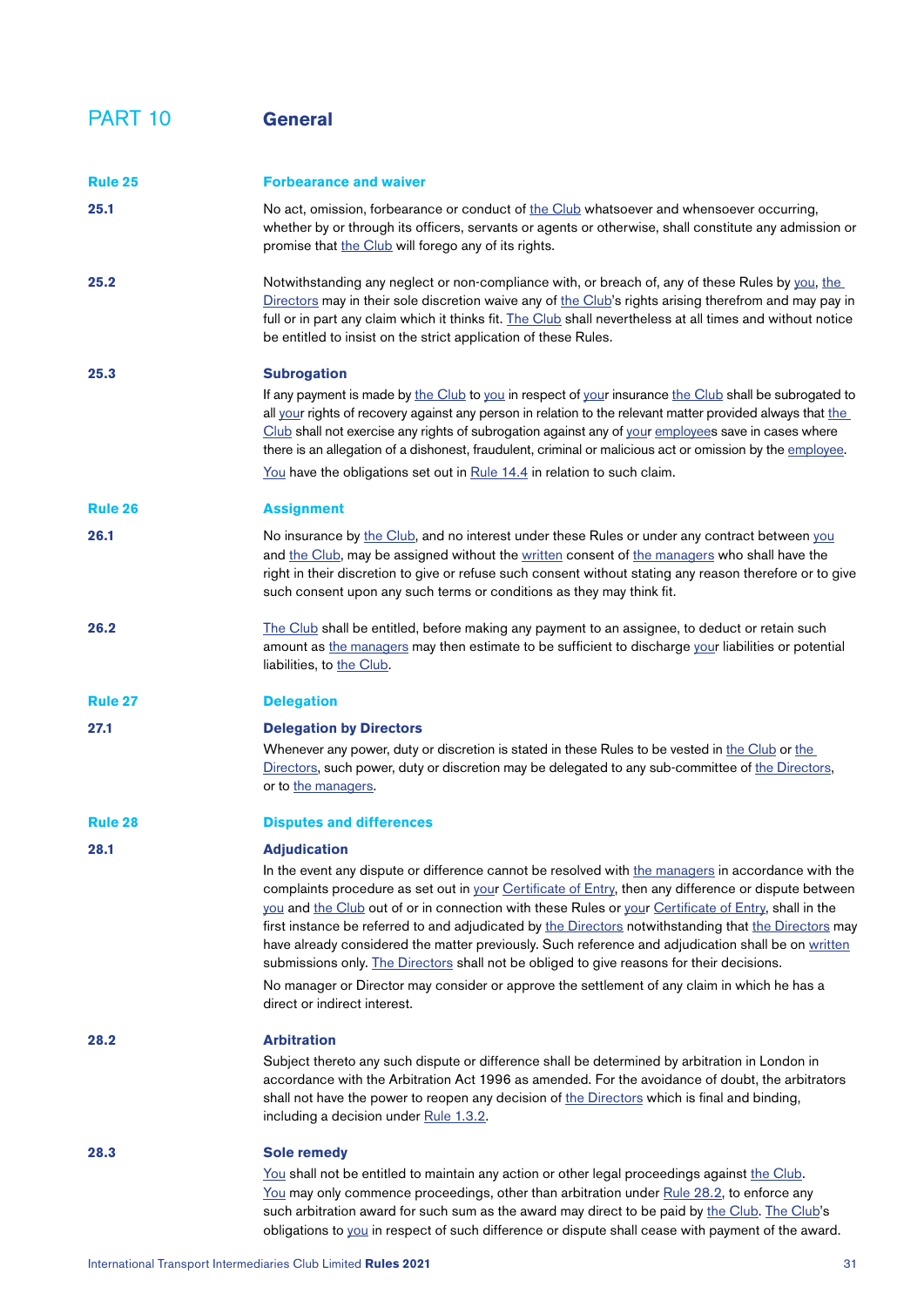# PART 10 General

## Rule 25 Forbearance and waiver

**25.1** No act, omission, forbearance or conduct of the Club whatsoever and whensoever occurring, whether by or through its officers, servants or agents or otherwise, shall constitute any admission or promise that the Club will forego any of its rights.

**25.2** Notwithstanding any neglect or non-compliance with, or breach of, any of these Rules by you, the Directors may in their sole discretion waive any of the Club's rights arising therefrom and may pay in full or in part any claim which it thinks fit. The Club shall nevertheless at all times and without notice be entitled to insist on the strict application of these Rules.

**25.3 Subrogation**

If any payment is made by the Club to you in respect of your insurance the Club shall be subrogated to all your rights of recovery against any person in relation to the relevant matter provided always that the Club shall not exercise any rights of subrogation against any of your employees save in cases where there is an allegation of a dishonest, fraudulent, criminal or malicious act or omission by the employee.

You have the obligations set out in Rule 14.4 in relation to such claim.

## Rule 26 Assignment

**26.1** No insurance by the Club, and no interest under these Rules or under any contract between you and the Club, may be assigned without the written consent of the managers who shall have the right in their discretion to give or refuse such consent without stating any reason therefore or to give such consent upon any such terms or conditions as they may think fit.

**26.2** The Club shall be entitled, before making any payment to an assignee, to deduct or retain such amount as the managers may then estimate to be sufficient to discharge your liabilities or potential liabilities, to the Club.

## Rule 27 Delegation

**27.1 Delegation by Directors**

Whenever any power, duty or discretion is stated in these Rules to be vested in the Club or the Directors, such power, duty or discretion may be delegated to any sub-committee of the Directors, or to the managers.

## Rule 28 Disputes and differences

**28.1 Adjudication**

In the event any dispute or difference cannot be resolved with the managers in accordance with the complaints procedure as set out in your Certificate of Entry, then any difference or dispute between you and the Club out of or in connection with these Rules or your Certificate of Entry, shall in the first instance be referred to and adjudicated by the Directors notwithstanding that the Directors may have already considered the matter previously. Such reference and adjudication shall be on written submissions only. The Directors shall not be obliged to give reasons for their decisions.

No manager or Director may consider or approve the settlement of any claim in which he has a direct or indirect interest.

**28.2 Arbitration**

Subject thereto any such dispute or difference shall be determined by arbitration in London in accordance with the Arbitration Act 1996 as amended. For the avoidance of doubt, the arbitrators shall not have the power to reopen any decision of the Directors which is final and binding, including a decision under Rule 1.3.2.

**28.3 Sole remedy**

You shall not be entitled to maintain any action or other legal proceedings against the Club. You may only commence proceedings, other than arbitration under Rule 28.2, to enforce any such arbitration award for such sum as the award may direct to be paid by the Club. The Club's obligations to you in respect of such difference or dispute shall cease with payment of the award.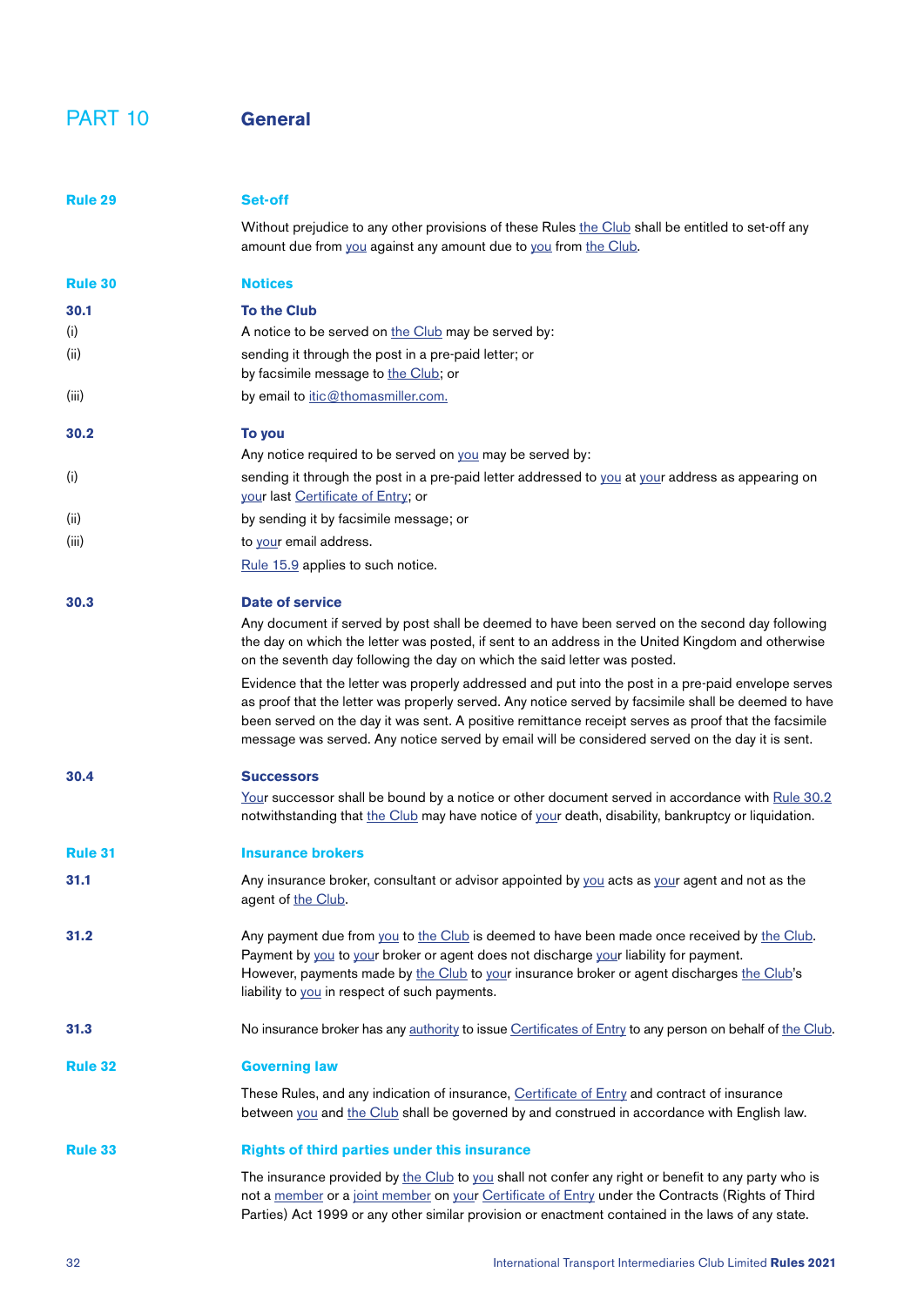# PART 10 General

## Rule 29 Set-off

Without prejudice to any other provisions of these Rules the Club shall be entitled to set-off any amount due from you against any amount due to you from the Club.

## Rule 30 Notices

### 30.1 To the Club

A notice to be served on the Club may be served by:

(i) sending it through the post in a pre-paid letter; or

(ii) by facsimile message to the Club; or

(iii) by email to itic@thomasmiller.com.

### 30.2 To you

Any notice required to be served on you may be served by:

(i) sending it through the post in a pre-paid letter addressed to you at your address as appearing on your last Certificate of Entry; or

(ii) by sending it by facsimile message; or

(iii) to your email address.

Rule 15.9 applies to such notice.

### 30.3 Date of service

Any document if served by post shall be deemed to have been served on the second day following the day on which the letter was posted, if sent to an address in the United Kingdom and otherwise on the seventh day following the day on which the said letter was posted.

Evidence that the letter was properly addressed and put into the post in a pre-paid envelope serves as proof that the letter was properly served. Any notice served by facsimile shall be deemed to have been served on the day it was sent. A positive remittance receipt serves as proof that the facsimile message was served. Any notice served by email will be considered served on the day it is sent.

### 30.4 Successors

Your successor shall be bound by a notice or other document served in accordance with Rule 30.2 notwithstanding that the Club may have notice of your death, disability, bankruptcy or liquidation.

## Rule 31 Insurance brokers

**31.1** Any insurance broker, consultant or advisor appointed by you acts as your agent and not as the agent of the Club.

**31.2** Any payment due from you to the Club is deemed to have been made once received by the Club. Payment by you to your broker or agent does not discharge your liability for payment. However, payments made by the Club to your insurance broker or agent discharges the Club's liability to you in respect of such payments.

**31.3** No insurance broker has any authority to issue Certificates of Entry to any person on behalf of the Club.

## Rule 32 Governing law

These Rules, and any indication of insurance, Certificate of Entry and contract of insurance between you and the Club shall be governed by and construed in accordance with English law.

## Rule 33 Rights of third parties under this insurance

The insurance provided by the Club to you shall not confer any right or benefit to any party who is not a member or a joint member on your Certificate of Entry under the Contracts (Rights of Third Parties) Act 1999 or any other similar provision or enactment contained in the laws of any state.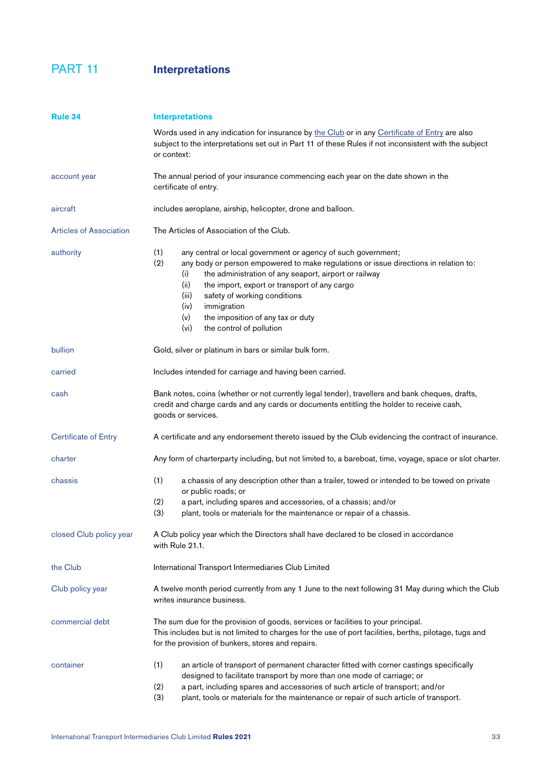# PART 11 Interpretations

## Rule 34 Interpretations

Words used in any indication for insurance by the Club or in any Certificate of Entry are also subject to the interpretations set out in Part 11 of these Rules if not inconsistent with the subject or context:

**account year**
The annual period of your insurance commencing each year on the date shown in the certificate of entry.

**aircraft**
includes aeroplane, airship, helicopter, drone and balloon.

**Articles of Association**
The Articles of Association of the Club.

**authority**
(1) any central or local government or agency of such government;
(2) any body or person empowered to make regulations or issue directions in relation to:
  (i) the administration of any seaport, airport or railway
  (ii) the import, export or transport of any cargo
  (iii) safety of working conditions
  (iv) immigration
  (v) the imposition of any tax or duty
  (vi) the control of pollution

**bullion**
Gold, silver or platinum in bars or similar bulk form.

**carried**
Includes intended for carriage and having been carried.

**cash**
Bank notes, coins (whether or not currently legal tender), travellers and bank cheques, drafts, credit and charge cards and any cards or documents entitling the holder to receive cash, goods or services.

**Certificate of Entry**
A certificate and any endorsement thereto issued by the Club evidencing the contract of insurance.

**charter**
Any form of charterparty including, but not limited to, a bareboat, time, voyage, space or slot charter.

**chassis**
(1) a chassis of any description other than a trailer, towed or intended to be towed on private or public roads; or
(2) a part, including spares and accessories, of a chassis; and/or
(3) plant, tools or materials for the maintenance or repair of a chassis.

**closed Club policy year**
A Club policy year which the Directors shall have declared to be closed in accordance with Rule 21.1.

**the Club**
International Transport Intermediaries Club Limited

**Club policy year**
A twelve month period currently from any 1 June to the next following 31 May during which the Club writes insurance business.

**commercial debt**
The sum due for the provision of goods, services or facilities to your principal.
This includes but is not limited to charges for the use of port facilities, berths, pilotage, tugs and for the provision of bunkers, stores and repairs.

**container**
(1) an article of transport of permanent character fitted with corner castings specifically designed to facilitate transport by more than one mode of carriage; or
(2) a part, including spares and accessories of such article of transport; and/or
(3) plant, tools or materials for the maintenance or repair of such article of transport.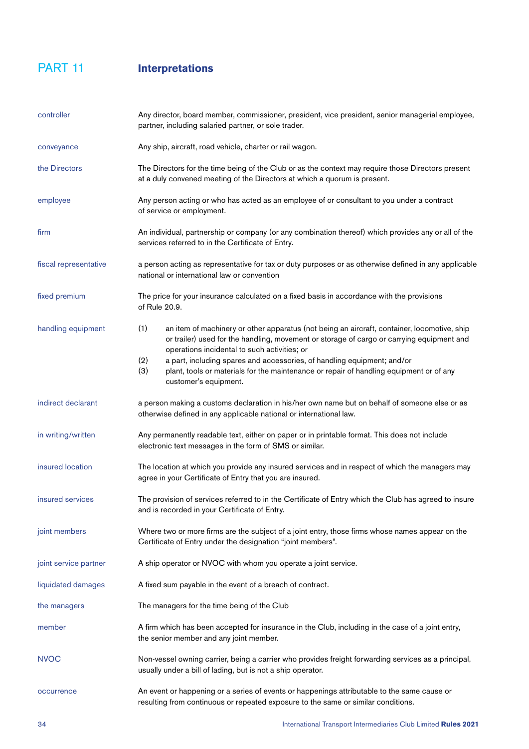# PART 11 Interpretations

| | |
|---|---|
| controller | Any director, board member, commissioner, president, vice president, senior managerial employee, partner, including salaried partner, or sole trader. |
| conveyance | Any ship, aircraft, road vehicle, charter or rail wagon. |
| the Directors | The Directors for the time being of the Club or as the context may require those Directors present at a duly convened meeting of the Directors at which a quorum is present. |
| employee | Any person acting or who has acted as an employee of or consultant to you under a contract of service or employment. |
| firm | An individual, partnership or company (or any combination thereof) which provides any or all of the services referred to in the Certificate of Entry. |
| fiscal representative | a person acting as representative for tax or duty purposes or as otherwise defined in any applicable national or international law or convention |
| fixed premium | The price for your insurance calculated on a fixed basis in accordance with the provisions of Rule 20.9. |
| handling equipment | (1) an item of machinery or other apparatus (not being an aircraft, container, locomotive, ship or trailer) used for the handling, movement or storage of cargo or carrying equipment and operations incidental to such activities; or (2) a part, including spares and accessories, of handling equipment; and/or (3) plant, tools or materials for the maintenance or repair of handling equipment or of any customer's equipment. |
| indirect declarant | a person making a customs declaration in his/her own name but on behalf of someone else or as otherwise defined in any applicable national or international law. |
| in writing/written | Any permanently readable text, either on paper or in printable format. This does not include electronic text messages in the form of SMS or similar. |
| insured location | The location at which you provide any insured services and in respect of which the managers may agree in your Certificate of Entry that you are insured. |
| insured services | The provision of services referred to in the Certificate of Entry which the Club has agreed to insure and is recorded in your Certificate of Entry. |
| joint members | Where two or more firms are the subject of a joint entry, those firms whose names appear on the Certificate of Entry under the designation "joint members". |
| joint service partner | A ship operator or NVOC with whom you operate a joint service. |
| liquidated damages | A fixed sum payable in the event of a breach of contract. |
| the managers | The managers for the time being of the Club |
| member | A firm which has been accepted for insurance in the Club, including in the case of a joint entry, the senior member and any joint member. |
| NVOC | Non-vessel owning carrier, being a carrier who provides freight forwarding services as a principal, usually under a bill of lading, but is not a ship operator. |
| occurrence | An event or happening or a series of events or happenings attributable to the same cause or resulting from continuous or repeated exposure to the same or similar conditions. |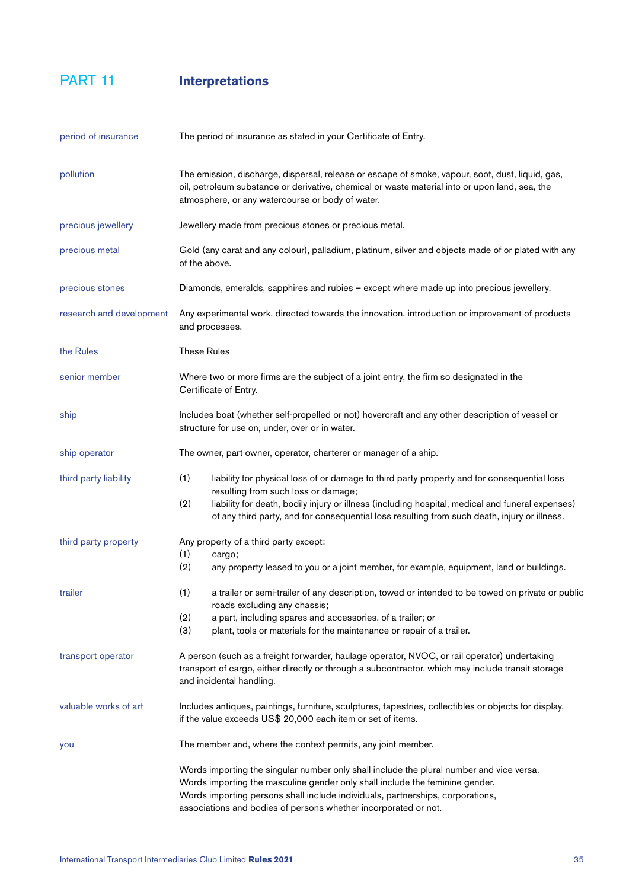# PART 11 Interpretations

| | |
|---|---|
| period of insurance | The period of insurance as stated in your Certificate of Entry. |
| pollution | The emission, discharge, dispersal, release or escape of smoke, vapour, soot, dust, liquid, gas, oil, petroleum substance or derivative, chemical or waste material into or upon land, sea, the atmosphere, or any watercourse or body of water. |
| precious jewellery | Jewellery made from precious stones or precious metal. |
| precious metal | Gold (any carat and any colour), palladium, platinum, silver and objects made of or plated with any of the above. |
| precious stones | Diamonds, emeralds, sapphires and rubies – except where made up into precious jewellery. |
| research and development | Any experimental work, directed towards the innovation, introduction or improvement of products and processes. |
| the Rules | These Rules |
| senior member | Where two or more firms are the subject of a joint entry, the firm so designated in the Certificate of Entry. |
| ship | Includes boat (whether self-propelled or not) hovercraft and any other description of vessel or structure for use on, under, over or in water. |
| ship operator | The owner, part owner, operator, charterer or manager of a ship. |
| third party liability | (1) liability for physical loss of or damage to third party property and for consequential loss resulting from such loss or damage;<br>(2) liability for death, bodily injury or illness (including hospital, medical and funeral expenses) of any third party, and for consequential loss resulting from such death, injury or illness. |
| third party property | Any property of a third party except:<br>(1) cargo;<br>(2) any property leased to you or a joint member, for example, equipment, land or buildings. |
| trailer | (1) a trailer or semi-trailer of any description, towed or intended to be towed on private or public roads excluding any chassis;<br>(2) a part, including spares and accessories, of a trailer; or<br>(3) plant, tools or materials for the maintenance or repair of a trailer. |
| transport operator | A person (such as a freight forwarder, haulage operator, NVOC, or rail operator) undertaking transport of cargo, either directly or through a subcontractor, which may include transit storage and incidental handling. |
| valuable works of art | Includes antiques, paintings, furniture, sculptures, tapestries, collectibles or objects for display, if the value exceeds US$ 20,000 each item or set of items. |
| you | The member and, where the context permits, any joint member. |

Words importing the singular number only shall include the plural number and vice versa.
Words importing the masculine gender only shall include the feminine gender.
Words importing persons shall include individuals, partnerships, corporations, associations and bodies of persons whether incorporated or not.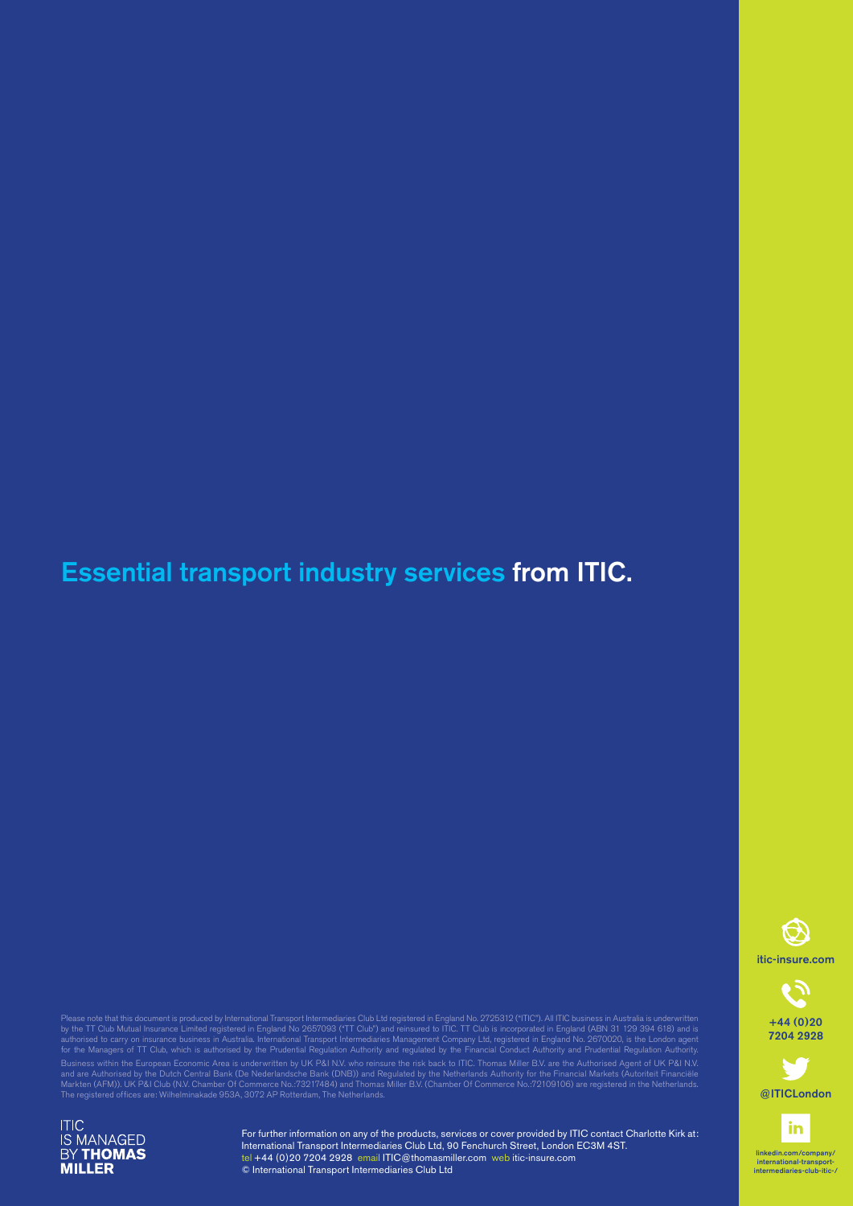## Essential transport industry services from ITIC.

Please note that this document is produced by International Transport Intermediaries Club Ltd registered in England No. 2725312 ("ITIC"). All ITIC business in Australia is underwritten by the TT Club Mutual Insurance Limited registered in England No 2657093 ("TT Club") and reinsured to ITIC. TT Club is incorporated in England (ABN 31 129 394 618) and is authorised to carry on insurance business in Australia. International Transport Intermediaries Management Company Ltd, registered in England No. 2670020, is the London agent for the Managers of TT Club, which is authorised by the Prudential Regulation Authority and regulated by the Financial Conduct Authority and Prudential Regulation Authority.

Business within the European Economic Area is underwritten by UK P&I N.V. who reinsure the risk back to ITIC. Thomas Miller B.V. are the Authorised Agent of UK P&I N.V. and are Authorised by the Dutch Central Bank (De Nederlandsche Bank (DNB)) and Regulated by the Netherlands Authority for the Financial Markets (Autoriteit Financiële Markten (AFM)). UK P&I Club (N.V. Chamber Of Commerce No.:73217484) and Thomas Miller B.V. (Chamber Of Commerce No.:72109106) are registered in the Netherlands. The registered offices are: Wilhelminakade 953A, 3072 AP Rotterdam, The Netherlands.

ITIC IS MANAGED BY **THOMAS MILLER**

For further information on any of the products, services or cover provided by ITIC contact Charlotte Kirk at:
International Transport Intermediaries Club Ltd, 90 Fenchurch Street, London EC3M 4ST.
tel +44 (0)20 7204 2928 email ITIC@thomasmiller.com web itic-insure.com
© International Transport Intermediaries Club Ltd

itic-insure.com

+44 (0)20 7204 2928

@ITICLondon

linkedin.com/company/international-transport-intermediaries-club-itic-/